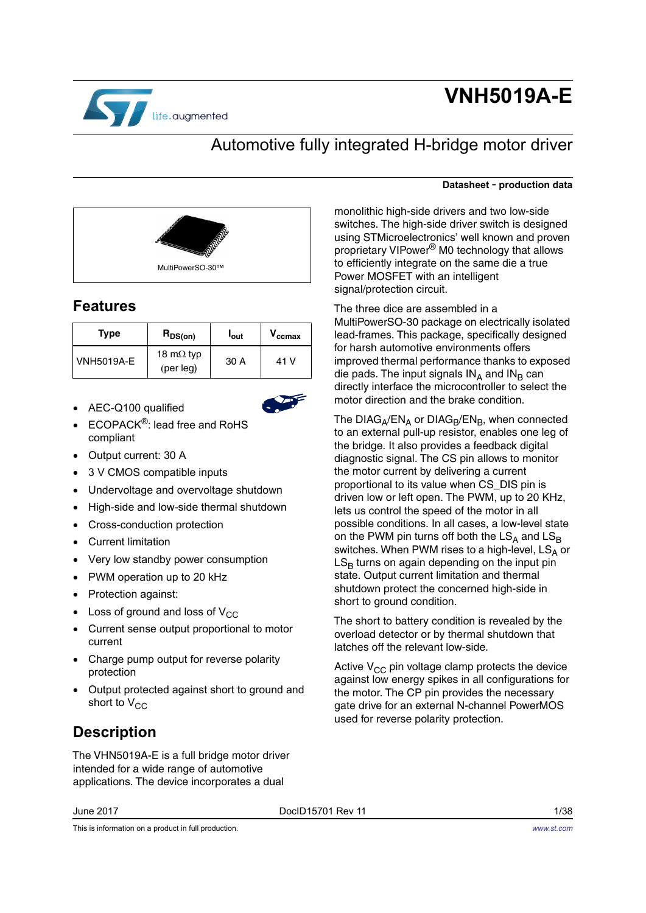# VNH5019A-E

## Automotive fully integrated H-bridge motor driver

**Datasheet - production data**

MultiPowerSO-30™

## Features

| Type | $R_{DS(on)}$ | $I_{out}$ | $V_{ccmax}$ |
|---|---|---|---|
| VNH5019A-E | 18 mΩ typ (per leg) | 30 A | 41 V |

- AEC-Q100 qualified
- ECOPACK®: lead free and RoHS compliant
- Output current: 30 A
- 3 V CMOS compatible inputs
- Undervoltage and overvoltage shutdown
- High-side and low-side thermal shutdown
- Cross-conduction protection
- Current limitation
- Very low standby power consumption
- PWM operation up to 20 kHz
- Protection against:
- Loss of ground and loss of $V_{CC}$
- Current sense output proportional to motor current
- Charge pump output for reverse polarity protection
- Output protected against short to ground and short to $V_{CC}$

## Description

The VNH5019A-E is a full bridge motor driver intended for a wide range of automotive applications. The device incorporates a dual monolithic high-side drivers and two low-side switches. The high-side driver switch is designed using STMicroelectronics' well known and proven proprietary VIPower® M0 technology that allows to efficiently integrate on the same die a true Power MOSFET with an intelligent signal/protection circuit.

The three dice are assembled in a MultiPowerSO-30 package on electrically isolated lead-frames. This package, specifically designed for harsh automotive environments offers improved thermal performance thanks to exposed die pads. The input signals $IN_A$ and $IN_B$ can directly interface the microcontroller to select the motor direction and the brake condition.

The $DIAG_A/EN_A$ or $DIAG_B/EN_B$, when connected to an external pull-up resistor, enables one leg of the bridge. It also provides a feedback digital diagnostic signal. The CS pin allows to monitor the motor current by delivering a current proportional to its value when CS_DIS pin is driven low or left open. The PWM, up to 20 KHz, lets us control the speed of the motor in all possible conditions. In all cases, a low-level state on the PWM pin turns off both the $LS_A$ and $LS_B$ switches. When PWM rises to a high-level, $LS_A$ or $LS_B$ turns on again depending on the input pin state. Output current limitation and thermal shutdown protect the concerned high-side in short to ground condition.

The short to battery condition is revealed by the overload detector or by thermal shutdown that latches off the relevant low-side.

Active $V_{CC}$ pin voltage clamp protects the device against low energy spikes in all configurations for the motor. The CP pin provides the necessary gate drive for an external N-channel PowerMOS used for reverse polarity protection.

June 2017 DocID15701 Rev 11

This is information on a product in full production.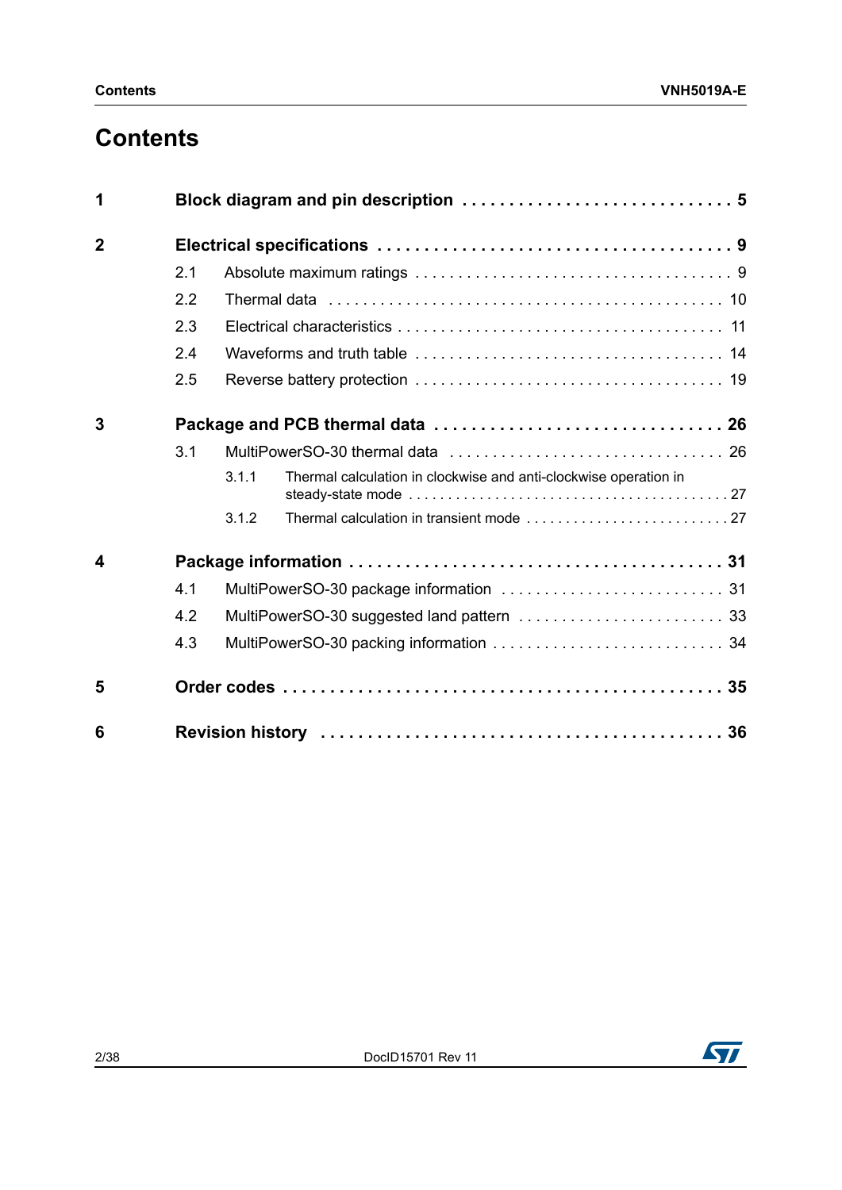# Contents

**1 Block diagram and pin description . . . . . . . . . . . . . . . . . . . . . . . . . . . . . 5**

**2 Electrical specifications . . . . . . . . . . . . . . . . . . . . . . . . . . . . . . . . . . . . . 9**

- 2.1 Absolute maximum ratings . . . . . . . . . . . . . . . . . . . . . . . . . . . . . . . . . . 9
- 2.2 Thermal data . . . . . . . . . . . . . . . . . . . . . . . . . . . . . . . . . . . . . . . . . . . . 10
- 2.3 Electrical characteristics . . . . . . . . . . . . . . . . . . . . . . . . . . . . . . . . . . . 11
- 2.4 Waveforms and truth table . . . . . . . . . . . . . . . . . . . . . . . . . . . . . . . . . 14
- 2.5 Reverse battery protection . . . . . . . . . . . . . . . . . . . . . . . . . . . . . . . . . 19

**3 Package and PCB thermal data . . . . . . . . . . . . . . . . . . . . . . . . . . . . . . 26**

- 3.1 MultiPowerSO-30 thermal data . . . . . . . . . . . . . . . . . . . . . . . . . . . . . . 26
  - 3.1.1 Thermal calculation in clockwise and anti-clockwise operation in steady-state mode . . . . . . . . . . . . . . . . . . . . . . . . . . . . . . . . . . . . . . . 27
  - 3.1.2 Thermal calculation in transient mode . . . . . . . . . . . . . . . . . . . . . . . . . 27

**4 Package information . . . . . . . . . . . . . . . . . . . . . . . . . . . . . . . . . . . . . . 31**

- 4.1 MultiPowerSO-30 package information . . . . . . . . . . . . . . . . . . . . . . . . . 31
- 4.2 MultiPowerSO-30 suggested land pattern . . . . . . . . . . . . . . . . . . . . . . . 33
- 4.3 MultiPowerSO-30 packing information . . . . . . . . . . . . . . . . . . . . . . . . . 34

**5 Order codes . . . . . . . . . . . . . . . . . . . . . . . . . . . . . . . . . . . . . . . . . . . . 35**

**6 Revision history . . . . . . . . . . . . . . . . . . . . . . . . . . . . . . . . . . . . . . . . . 36**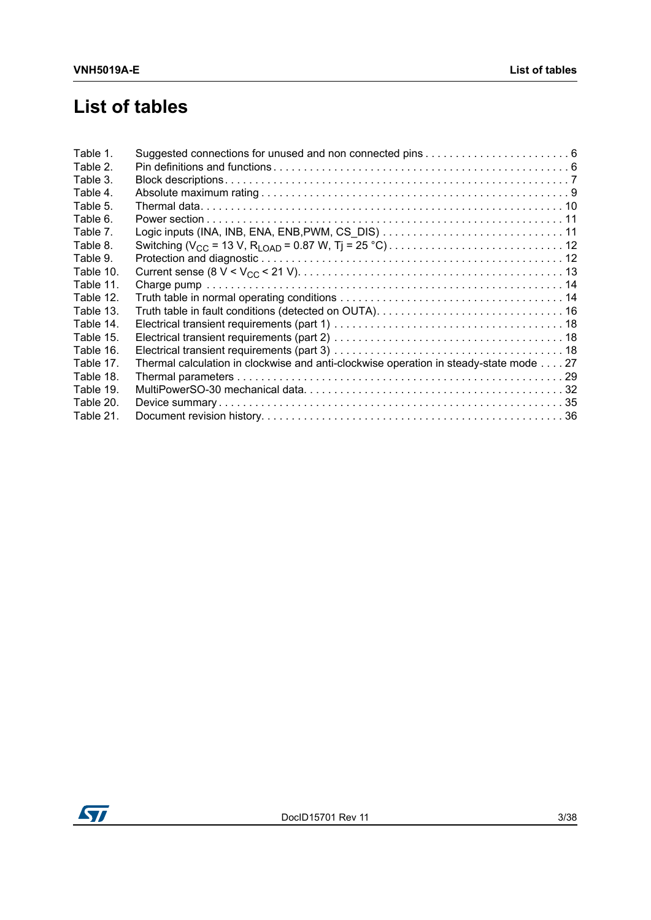# List of tables

| | | |
|---|---|---|
| Table 1. | Suggested connections for unused and non connected pins | 6 |
| Table 2. | Pin definitions and functions | 6 |
| Table 3. | Block descriptions | 7 |
| Table 4. | Absolute maximum rating | 9 |
| Table 5. | Thermal data | 10 |
| Table 6. | Power section | 11 |
| Table 7. | Logic inputs (INA, INB, ENA, ENB,PWM, CS_DIS) | 11 |
| Table 8. | Switching ($V_{CC}$ = 13 V, $R_{LOAD}$ = 0.87 W, Tj = 25 °C) | 12 |
| Table 9. | Protection and diagnostic | 12 |
| Table 10. | Current sense (8 V < $V_{CC}$ < 21 V) | 13 |
| Table 11. | Charge pump | 14 |
| Table 12. | Truth table in normal operating conditions | 14 |
| Table 13. | Truth table in fault conditions (detected on OUTA) | 16 |
| Table 14. | Electrical transient requirements (part 1) | 18 |
| Table 15. | Electrical transient requirements (part 2) | 18 |
| Table 16. | Electrical transient requirements (part 3) | 18 |
| Table 17. | Thermal calculation in clockwise and anti-clockwise operation in steady-state mode | 27 |
| Table 18. | Thermal parameters | 29 |
| Table 19. | MultiPowerSO-30 mechanical data | 32 |
| Table 20. | Device summary | 35 |
| Table 21. | Document revision history | 36 |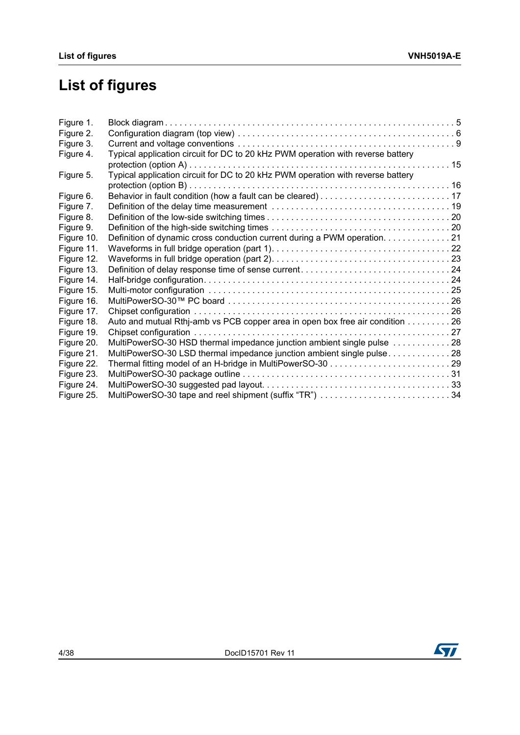# List of figures

| | | |
|---|---|---|
| Figure 1. | Block diagram | 5 |
| Figure 2. | Configuration diagram (top view) | 6 |
| Figure 3. | Current and voltage conventions | 9 |
| Figure 4. | Typical application circuit for DC to 20 kHz PWM operation with reverse battery protection (option A) | 15 |
| Figure 5. | Typical application circuit for DC to 20 kHz PWM operation with reverse battery protection (option B) | 16 |
| Figure 6. | Behavior in fault condition (how a fault can be cleared) | 17 |
| Figure 7. | Definition of the delay time measurement | 19 |
| Figure 8. | Definition of the low-side switching times | 20 |
| Figure 9. | Definition of the high-side switching times | 20 |
| Figure 10. | Definition of dynamic cross conduction current during a PWM operation | 21 |
| Figure 11. | Waveforms in full bridge operation (part 1) | 22 |
| Figure 12. | Waveforms in full bridge operation (part 2) | 23 |
| Figure 13. | Definition of delay response time of sense current | 24 |
| Figure 14. | Half-bridge configuration | 24 |
| Figure 15. | Multi-motor configuration | 25 |
| Figure 16. | MultiPowerSO-30™ PC board | 26 |
| Figure 17. | Chipset configuration | 26 |
| Figure 18. | Auto and mutual Rthj-amb vs PCB copper area in open box free air condition | 26 |
| Figure 19. | Chipset configuration | 27 |
| Figure 20. | MultiPowerSO-30 HSD thermal impedance junction ambient single pulse | 28 |
| Figure 21. | MultiPowerSO-30 LSD thermal impedance junction ambient single pulse | 28 |
| Figure 22. | Thermal fitting model of an H-bridge in MultiPowerSO-30 | 29 |
| Figure 23. | MultiPowerSO-30 package outline | 31 |
| Figure 24. | MultiPowerSO-30 suggested pad layout | 33 |
| Figure 25. | MultiPowerSO-30 tape and reel shipment (suffix “TR”) | 34 |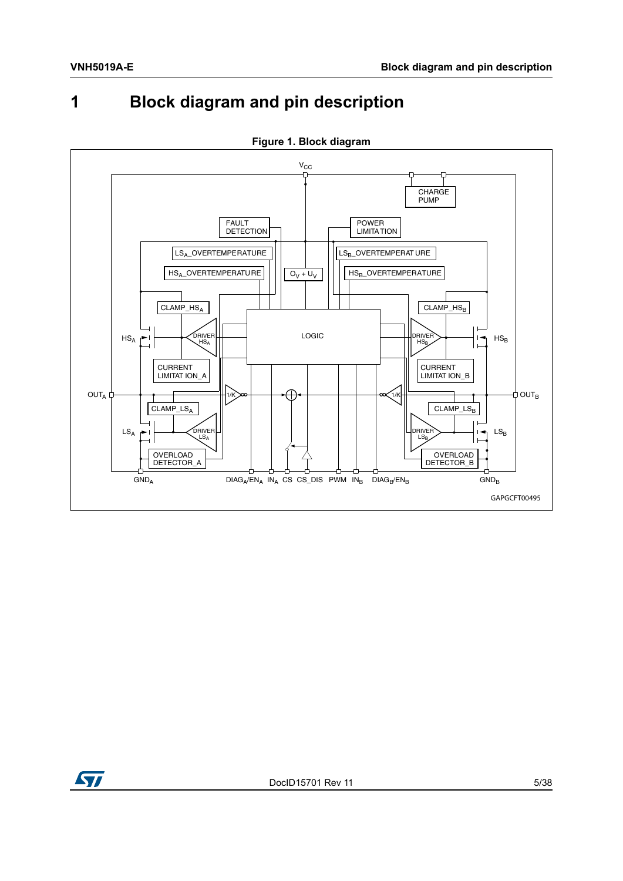# 1 Block diagram and pin description

**Figure 1. Block diagram**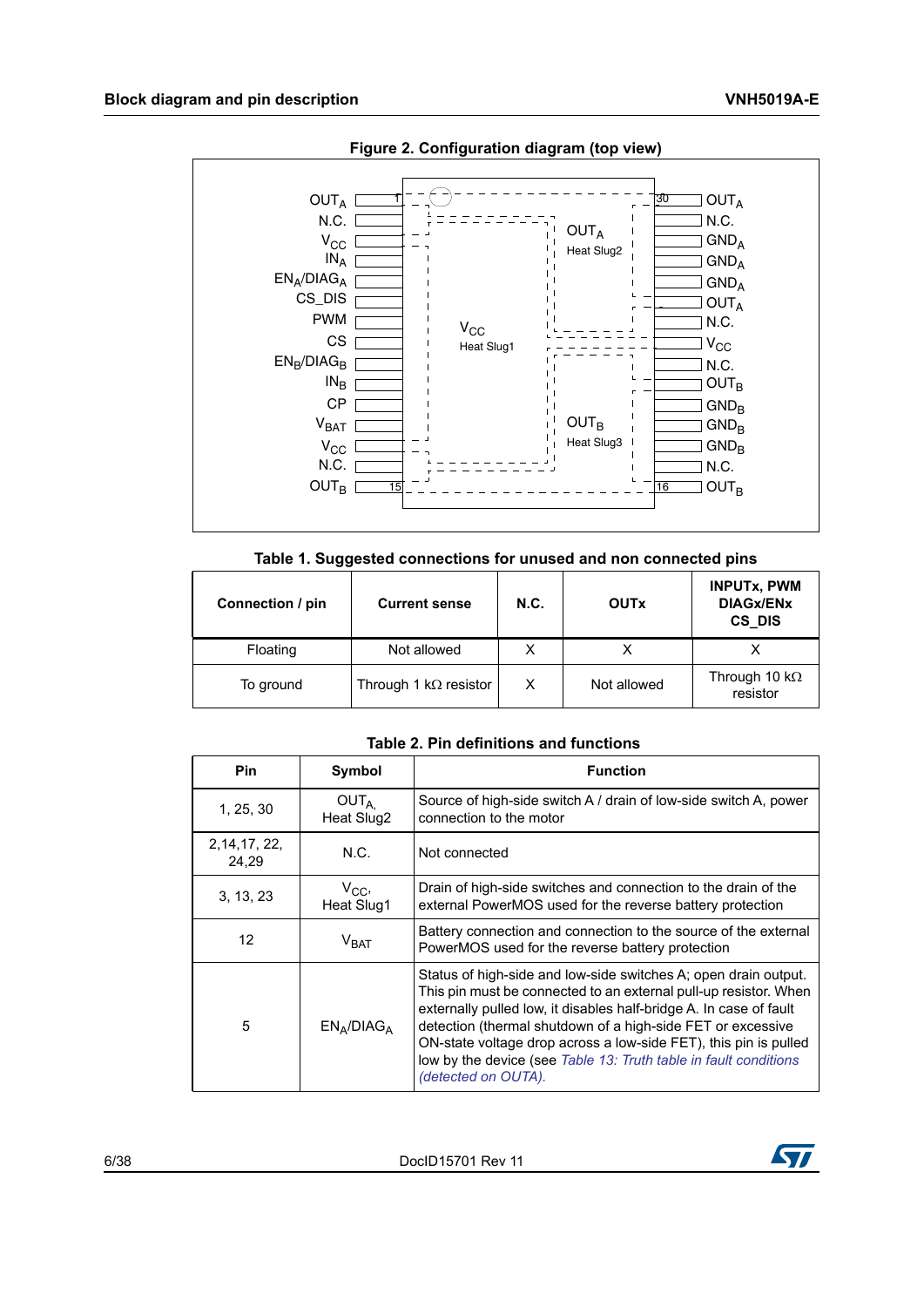**Figure 2. Configuration diagram (top view)**

| Pin | Left side | Right side | Pin |
|---|---|---|---|
| 1 | $OUT_A$ | $OUT_A$ | 30 |
| 2 | N.C. | N.C. | 29 |
| 3 | $V_{CC}$ | $GND_A$ | 28 |
| 4 | $IN_A$ | $GND_A$ | 27 |
| 5 | $EN_A/DIAG_A$ | $GND_A$ | 26 |
| 6 | CS_DIS | $OUT_A$ | 25 |
| 7 | PWM | N.C. | 24 |
| 8 | CS | $V_{CC}$ | 23 |
| 9 | $EN_B/DIAG_B$ | N.C. | 22 |
| 10 | $IN_B$ | $OUT_B$ | 21 |
| 11 | CP | $GND_B$ | 20 |
| 12 | $V_{BAT}$ | $GND_B$ | 19 |
| 13 | $V_{CC}$ | $GND_B$ | 18 |
| 14 | N.C. | N.C. | 17 |
| 15 | $OUT_B$ | $OUT_B$ | 16 |

Heat slugs: $V_{CC}$ Heat Slug1; $OUT_A$ Heat Slug2; $OUT_B$ Heat Slug3

**Table 1. Suggested connections for unused and non connected pins**

| Connection / pin | Current sense | N.C. | OUTx | INPUTx, PWM DIAGx/ENx CS_DIS |
|---|---|---|---|---|
| Floating | Not allowed | X | X | X |
| To ground | Through 1 kΩ resistor | X | Not allowed | Through 10 kΩ resistor |

**Table 2. Pin definitions and functions**

| Pin | Symbol | Function |
|---|---|---|
| 1, 25, 30 | $OUT_A$, Heat Slug2 | Source of high-side switch A / drain of low-side switch A, power connection to the motor |
| 2,14,17, 22, 24,29 | N.C. | Not connected |
| 3, 13, 23 | $V_{CC}$, Heat Slug1 | Drain of high-side switches and connection to the drain of the external PowerMOS used for the reverse battery protection |
| 12 | $V_{BAT}$ | Battery connection and connection to the source of the external PowerMOS used for the reverse battery protection |
| 5 | $EN_A/DIAG_A$ | Status of high-side and low-side switches A; open drain output. This pin must be connected to an external pull-up resistor. When externally pulled low, it disables half-bridge A. In case of fault detection (thermal shutdown of a high-side FET or excessive ON-state voltage drop across a low-side FET), this pin is pulled low by the device (see *Table 13: Truth table in fault conditions (detected on OUTA)*. |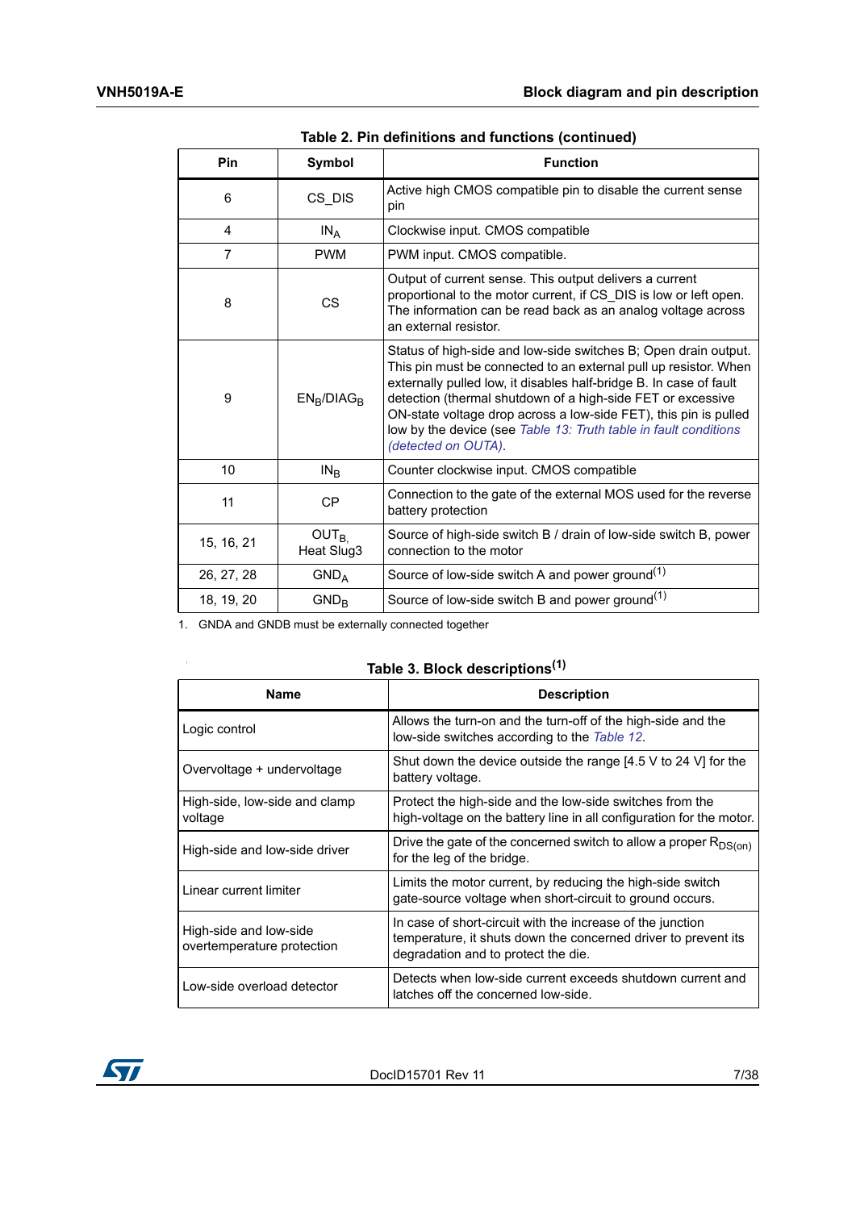**Table 2. Pin definitions and functions (continued)**

| Pin | Symbol | Function |
|---|---|---|
| 6 | CS_DIS | Active high CMOS compatible pin to disable the current sense pin |
| 4 | $IN_A$ | Clockwise input. CMOS compatible |
| 7 | PWM | PWM input. CMOS compatible. |
| 8 | CS | Output of current sense. This output delivers a current proportional to the motor current, if CS_DIS is low or left open. The information can be read back as an analog voltage across an external resistor. |
| 9 | $EN_B/DIAG_B$ | Status of high-side and low-side switches B; Open drain output. This pin must be connected to an external pull up resistor. When externally pulled low, it disables half-bridge B. In case of fault detection (thermal shutdown of a high-side FET or excessive ON-state voltage drop across a low-side FET), this pin is pulled low by the device (see *Table 13: Truth table in fault conditions (detected on OUTA)*. |
| 10 | $IN_B$ | Counter clockwise input. CMOS compatible |
| 11 | CP | Connection to the gate of the external MOS used for the reverse battery protection |
| 15, 16, 21 | $OUT_B$, Heat Slug3 | Source of high-side switch B / drain of low-side switch B, power connection to the motor |
| 26, 27, 28 | $GND_A$ | Source of low-side switch A and power ground[1] |
| 18, 19, 20 | $GND_B$ | Source of low-side switch B and power ground[1] |

1. GNDA and GNDB must be externally connected together

**Table 3. Block descriptions[1]**

| Name | Description |
|---|---|
| Logic control | Allows the turn-on and the turn-off of the high-side and the low-side switches according to the *Table 12*. |
| Overvoltage + undervoltage | Shut down the device outside the range [4.5 V to 24 V] for the battery voltage. |
| High-side, low-side and clamp voltage | Protect the high-side and the low-side switches from the high-voltage on the battery line in all configuration for the motor. |
| High-side and low-side driver | Drive the gate of the concerned switch to allow a proper $R_{DS(on)}$ for the leg of the bridge. |
| Linear current limiter | Limits the motor current, by reducing the high-side switch gate-source voltage when short-circuit to ground occurs. |
| High-side and low-side overtemperature protection | In case of short-circuit with the increase of the junction temperature, it shuts down the concerned driver to prevent its degradation and to protect the die. |
| Low-side overload detector | Detects when low-side current exceeds shutdown current and latches off the concerned low-side. |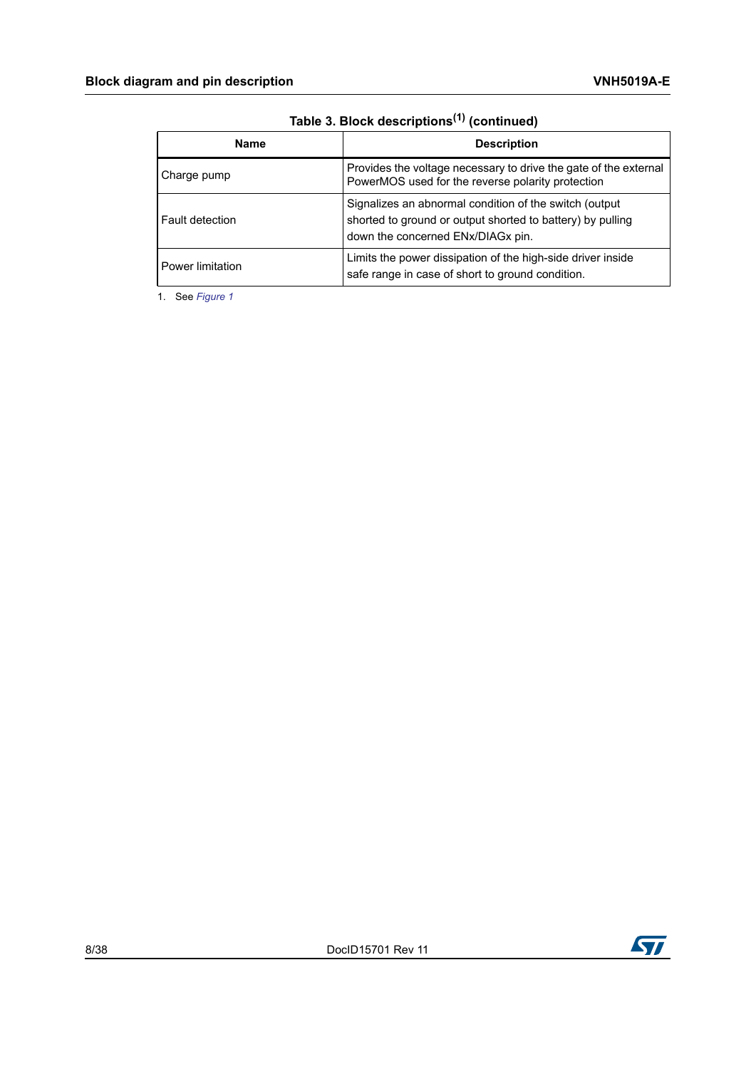**Table 3. Block descriptions[1] (continued)**

| Name | Description |
|---|---|
| Charge pump | Provides the voltage necessary to drive the gate of the external PowerMOS used for the reverse polarity protection |
| Fault detection | Signalizes an abnormal condition of the switch (output shorted to ground or output shorted to battery) by pulling down the concerned ENx/DIAGx pin. |
| Power limitation | Limits the power dissipation of the high-side driver inside safe range in case of short to ground condition. |

1. See *Figure 1*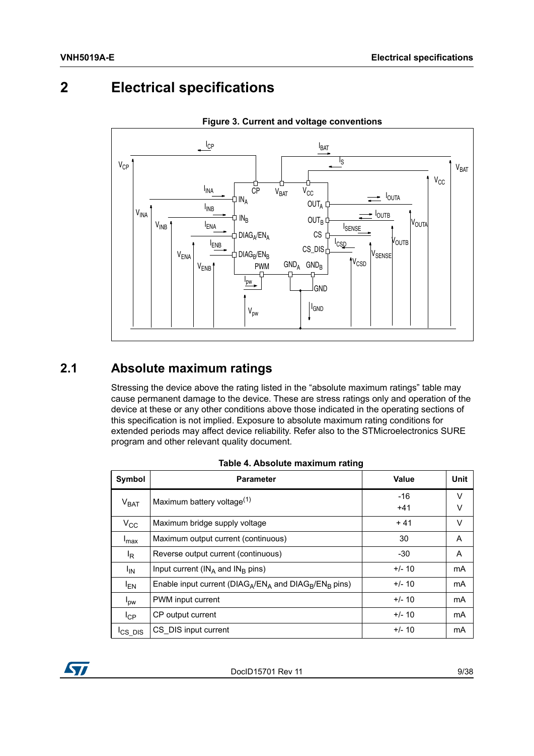# 2 Electrical specifications

Figure 3. Current and voltage conventions

## 2.1 Absolute maximum ratings

Stressing the device above the rating listed in the “absolute maximum ratings” table may cause permanent damage to the device. These are stress ratings only and operation of the device at these or any other conditions above those indicated in the operating sections of this specification is not implied. Exposure to absolute maximum rating conditions for extended periods may affect device reliability. Refer also to the STMicroelectronics SURE program and other relevant quality document.

Table 4. Absolute maximum rating

| Symbol | Parameter | Value | Unit |
|---|---|---|---|
| $V_{BAT}$ | Maximum battery voltage[(1)] | -16<br>+41 | V<br>V |
| $V_{CC}$ | Maximum bridge supply voltage | + 41 | V |
| $I_{max}$ | Maximum output current (continuous) | 30 | A |
| $I_R$ | Reverse output current (continuous) | -30 | A |
| $I_{IN}$ | Input current ($IN_A$ and $IN_B$ pins) | +/- 10 | mA |
| $I_{EN}$ | Enable input current ($DIAG_A/EN_A$ and $DIAG_B/EN_B$ pins) | +/- 10 | mA |
| $I_{pw}$ | PWM input current | +/- 10 | mA |
| $I_{CP}$ | CP output current | +/- 10 | mA |
| $I_{CS\_DIS}$ | CS_DIS input current | +/- 10 | mA |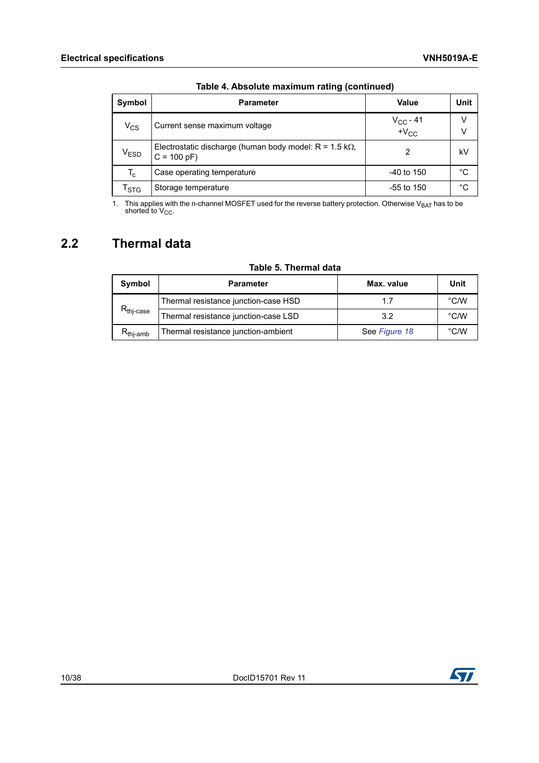**Table 4. Absolute maximum rating (continued)**

| Symbol | Parameter | Value | Unit |
|---|---|---|---|
| $V_{CS}$ | Current sense maximum voltage | $V_{CC}$ - 41<br>+$V_{CC}$ | V<br>V |
| $V_{ESD}$ | Electrostatic discharge (human body model: R = 1.5 kΩ, C = 100 pF) | 2 | kV |
| $T_c$ | Case operating temperature | -40 to 150 | °C |
| $T_{STG}$ | Storage temperature | -55 to 150 | °C |

1. This applies with the n-channel MOSFET used for the reverse battery protection. Otherwise $V_{BAT}$ has to be shorted to $V_{CC}$.

## 2.2 Thermal data

**Table 5. Thermal data**

| Symbol | Parameter | Max. value | Unit |
|---|---|---|---|
| $R_{thj\text{-}case}$ | Thermal resistance junction-case HSD | 1.7 | °C/W |
| | Thermal resistance junction-case LSD | 3.2 | °C/W |
| $R_{thj\text{-}amb}$ | Thermal resistance junction-ambient | See *Figure 18* | °C/W |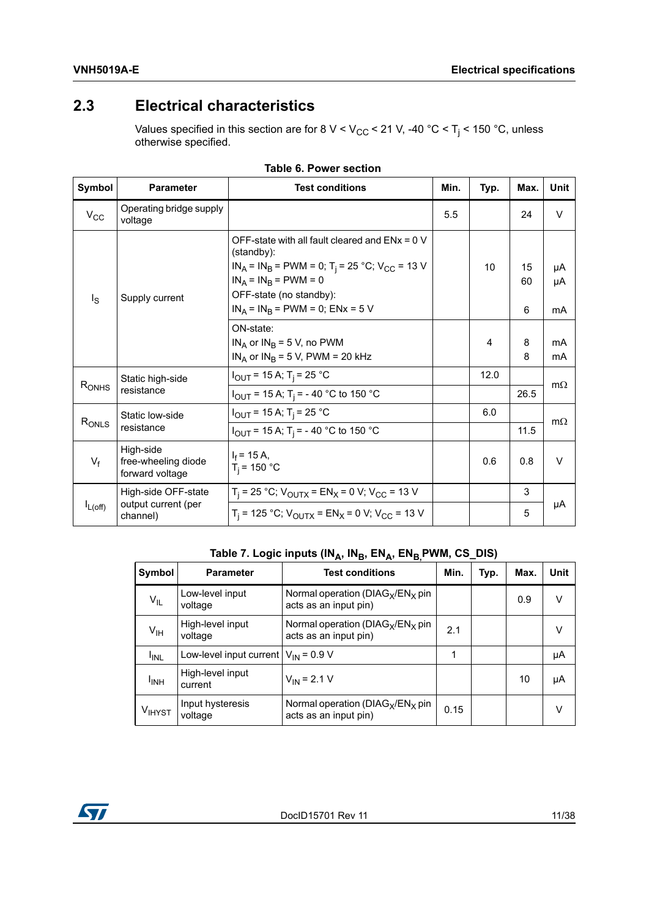## 2.3 Electrical characteristics

Values specified in this section are for 8 V < $V_{CC}$ < 21 V, -40 °C < $T_j$ < 150 °C, unless otherwise specified.

**Table 6. Power section**

| Symbol | Parameter | Test conditions | Min. | Typ. | Max. | Unit |
|---|---|---|---|---|---|---|
| $V_{CC}$ | Operating bridge supply voltage | | 5.5 | | 24 | V |
| $I_S$ | Supply current | OFF-state with all fault cleared and ENx = 0 V (standby): $IN_A = IN_B$ = PWM = 0; $T_j$ = 25 °C; $V_{CC}$ = 13 V | | 10 | 15 | µA |
| | | $IN_A = IN_B$ = PWM = 0 | | | 60 | µA |
| | | OFF-state (no standby): $IN_A = IN_B$ = PWM = 0; ENx = 5 V | | | 6 | mA |
| | | ON-state: $IN_A$ or $IN_B$ = 5 V, no PWM | | 4 | 8 | mA |
| | | $IN_A$ or $IN_B$ = 5 V, PWM = 20 kHz | | | 8 | mA |
| $R_{ONHS}$ | Static high-side resistance | $I_{OUT}$ = 15 A; $T_j$ = 25 °C | | 12.0 | | mΩ |
| | | $I_{OUT}$ = 15 A; $T_j$ = - 40 °C to 150 °C | | | 26.5 | mΩ |
| $R_{ONLS}$ | Static low-side resistance | $I_{OUT}$ = 15 A; $T_j$ = 25 °C | | 6.0 | | mΩ |
| | | $I_{OUT}$ = 15 A; $T_j$ = - 40 °C to 150 °C | | | 11.5 | mΩ |
| $V_f$ | High-side free-wheeling diode forward voltage | $I_f$ = 15 A, $T_j$ = 150 °C | | 0.6 | 0.8 | V |
| $I_{L(off)}$ | High-side OFF-state output current (per channel) | $T_j$ = 25 °C; $V_{OUTX}$ = $EN_X$ = 0 V; $V_{CC}$ = 13 V | | | 3 | µA |
| | | $T_j$ = 125 °C; $V_{OUTX}$ = $EN_X$ = 0 V; $V_{CC}$ = 13 V | | | 5 | µA |

**Table 7. Logic inputs ($IN_A$, $IN_B$, $EN_A$, $EN_B$, PWM, CS_DIS)**

| Symbol | Parameter | Test conditions | Min. | Typ. | Max. | Unit |
|---|---|---|---|---|---|---|
| $V_{IL}$ | Low-level input voltage | Normal operation ($DIAG_X/EN_X$ pin acts as an input pin) | | | 0.9 | V |
| $V_{IH}$ | High-level input voltage | Normal operation ($DIAG_X/EN_X$ pin acts as an input pin) | 2.1 | | | V |
| $I_{INL}$ | Low-level input current | $V_{IN}$ = 0.9 V | 1 | | | µA |
| $I_{INH}$ | High-level input current | $V_{IN}$ = 2.1 V | | | 10 | µA |
| $V_{IHYST}$ | Input hysteresis voltage | Normal operation ($DIAG_X/EN_X$ pin acts as an input pin) | 0.15 | | | V |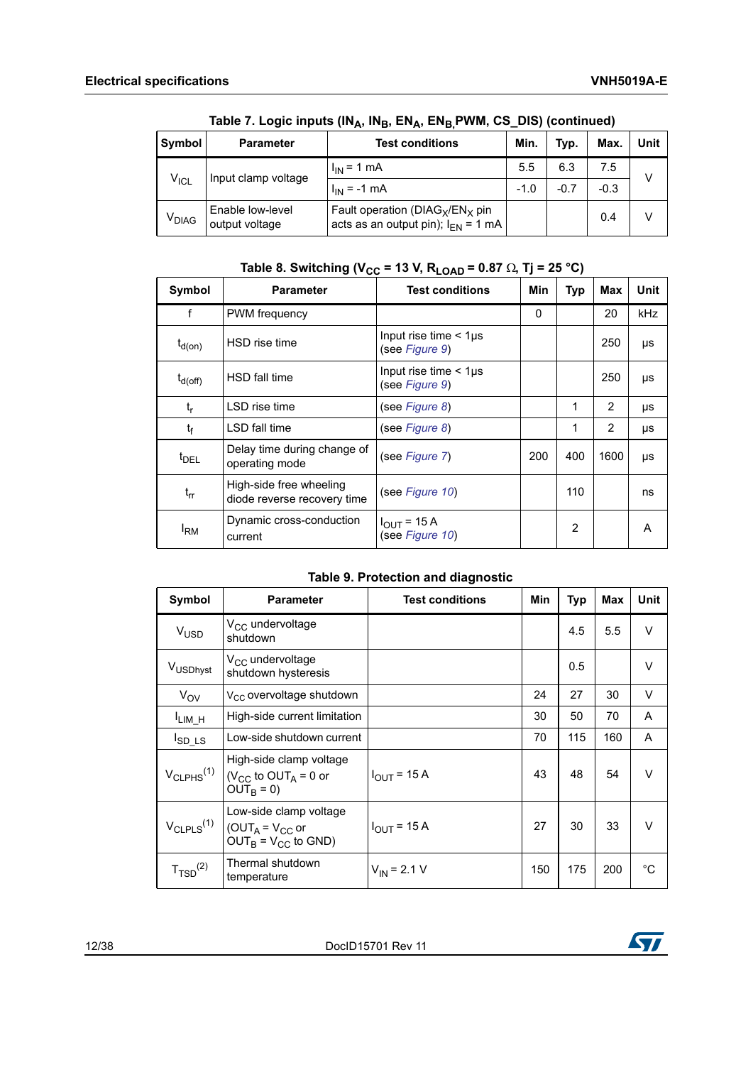**Table 7. Logic inputs ($IN_A$, $IN_B$, $EN_A$, $EN_B$, PWM, CS_DIS) (continued)**

| Symbol | Parameter | Test conditions | Min. | Typ. | Max. | Unit |
|---|---|---|---|---|---|---|
| $V_{ICL}$ | Input clamp voltage | $I_{IN}$ = 1 mA | 5.5 | 6.3 | 7.5 | V |
| | | $I_{IN}$ = -1 mA | -1.0 | -0.7 | -0.3 | |
| $V_{DIAG}$ | Enable low-level output voltage | Fault operation ($DIAG_X$/$EN_X$ pin acts as an output pin); $I_{EN}$ = 1 mA | | | 0.4 | V |

**Table 8. Switching ($V_{CC}$ = 13 V, $R_{LOAD}$ = 0.87 Ω, Tj = 25 °C)**

| Symbol | Parameter | Test conditions | Min | Typ | Max | Unit |
|---|---|---|---|---|---|---|
| f | PWM frequency | | 0 | | 20 | kHz |
| $t_{d(on)}$ | HSD rise time | Input rise time < 1µs (see *Figure 9*) | | | 250 | µs |
| $t_{d(off)}$ | HSD fall time | Input rise time < 1µs (see *Figure 9*) | | | 250 | µs |
| $t_r$ | LSD rise time | (see *Figure 8*) | | 1 | 2 | µs |
| $t_f$ | LSD fall time | (see *Figure 8*) | | 1 | 2 | µs |
| $t_{DEL}$ | Delay time during change of operating mode | (see *Figure 7*) | 200 | 400 | 1600 | µs |
| $t_{rr}$ | High-side free wheeling diode reverse recovery time | (see *Figure 10*) | | 110 | | ns |
| $I_{RM}$ | Dynamic cross-conduction current | $I_{OUT}$ = 15 A (see *Figure 10*) | | 2 | | A |

**Table 9. Protection and diagnostic**

| Symbol | Parameter | Test conditions | Min | Typ | Max | Unit |
|---|---|---|---|---|---|---|
| $V_{USD}$ | $V_{CC}$ undervoltage shutdown | | | 4.5 | 5.5 | V |
| $V_{USDhyst}$ | $V_{CC}$ undervoltage shutdown hysteresis | | | 0.5 | | V |
| $V_{OV}$ | $V_{CC}$ overvoltage shutdown | | 24 | 27 | 30 | V |
| $I_{LIM\_H}$ | High-side current limitation | | 30 | 50 | 70 | A |
| $I_{SD\_LS}$ | Low-side shutdown current | | 70 | 115 | 160 | A |
| $V_{CLPHS}$(1) | High-side clamp voltage ($V_{CC}$ to $OUT_A$ = 0 or $OUT_B$ = 0) | $I_{OUT}$ = 15 A | 43 | 48 | 54 | V |
| $V_{CLPLS}$(1) | Low-side clamp voltage ($OUT_A$ = $V_{CC}$ or $OUT_B$ = $V_{CC}$ to GND) | $I_{OUT}$ = 15 A | 27 | 30 | 33 | V |
| $T_{TSD}$(2) | Thermal shutdown temperature | $V_{IN}$ = 2.1 V | 150 | 175 | 200 | °C |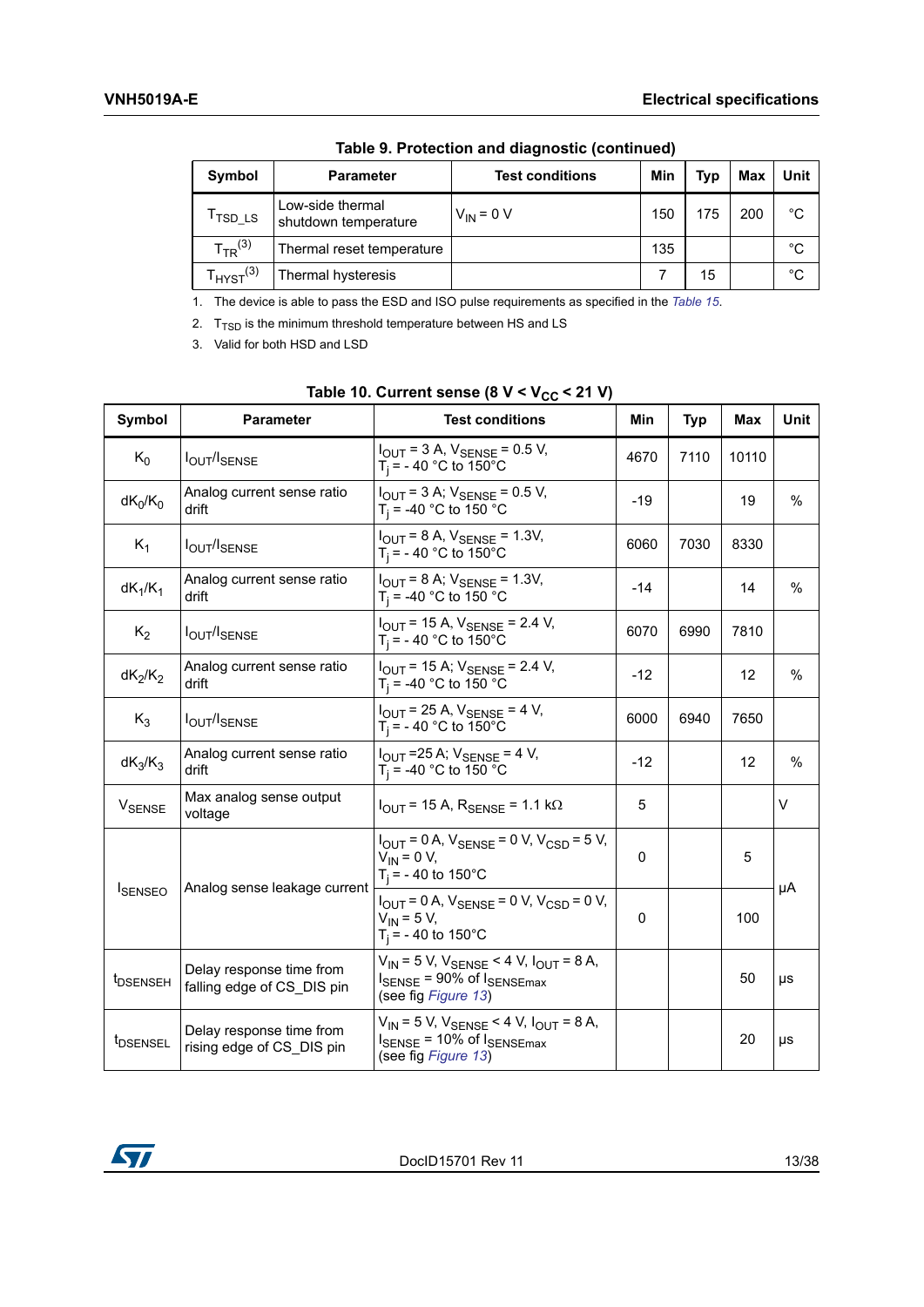**Table 9. Protection and diagnostic (continued)**

| Symbol | Parameter | Test conditions | Min | Typ | Max | Unit |
|---|---|---|---|---|---|---|
| $T_{TSD\_LS}$ | Low-side thermal shutdown temperature | $V_{IN}$ = 0 V | 150 | 175 | 200 | °C |
| $T_{TR}$[3] | Thermal reset temperature | | 135 | | | °C |
| $T_{HYST}$[3] | Thermal hysteresis | | 7 | 15 | | °C |

1. The device is able to pass the ESD and ISO pulse requirements as specified in the *Table 15*.
2. $T_{TSD}$ is the minimum threshold temperature between HS and LS
3. Valid for both HSD and LSD

**Table 10. Current sense (8 V < $V_{CC}$ < 21 V)**

| Symbol | Parameter | Test conditions | Min | Typ | Max | Unit |
|---|---|---|---|---|---|---|
| $K_0$ | $I_{OUT}/I_{SENSE}$ | $I_{OUT}$ = 3 A, $V_{SENSE}$ = 0.5 V, $T_j$ = - 40 °C to 150°C | 4670 | 7110 | 10110 | |
| $dK_0/K_0$ | Analog current sense ratio drift | $I_{OUT}$ = 3 A; $V_{SENSE}$ = 0.5 V, $T_j$ = -40 °C to 150 °C | -19 | | 19 | % |
| $K_1$ | $I_{OUT}/I_{SENSE}$ | $I_{OUT}$ = 8 A, $V_{SENSE}$ = 1.3V, $T_j$ = - 40 °C to 150°C | 6060 | 7030 | 8330 | |
| $dK_1/K_1$ | Analog current sense ratio drift | $I_{OUT}$ = 8 A; $V_{SENSE}$ = 1.3V, $T_j$ = -40 °C to 150 °C | -14 | | 14 | % |
| $K_2$ | $I_{OUT}/I_{SENSE}$ | $I_{OUT}$ = 15 A, $V_{SENSE}$ = 2.4 V, $T_j$ = - 40 °C to 150°C | 6070 | 6990 | 7810 | |
| $dK_2/K_2$ | Analog current sense ratio drift | $I_{OUT}$ = 15 A; $V_{SENSE}$ = 2.4 V, $T_j$ = -40 °C to 150 °C | -12 | | 12 | % |
| $K_3$ | $I_{OUT}/I_{SENSE}$ | $I_{OUT}$ = 25 A, $V_{SENSE}$ = 4 V, $T_j$ = - 40 °C to 150°C | 6000 | 6940 | 7650 | |
| $dK_3/K_3$ | Analog current sense ratio drift | $I_{OUT}$ =25 A; $V_{SENSE}$ = 4 V, $T_j$ = -40 °C to 150 °C | -12 | | 12 | % |
| $V_{SENSE}$ | Max analog sense output voltage | $I_{OUT}$ = 15 A, $R_{SENSE}$ = 1.1 kΩ | 5 | | | V |
| $I_{SENSEO}$ | Analog sense leakage current | $I_{OUT}$ = 0 A, $V_{SENSE}$ = 0 V, $V_{CSD}$ = 5 V, $V_{IN}$ = 0 V, $T_j$ = - 40 to 150°C | 0 | | 5 | µA |
| | | $I_{OUT}$ = 0 A, $V_{SENSE}$ = 0 V, $V_{CSD}$ = 0 V, $V_{IN}$ = 5 V, $T_j$ = - 40 to 150°C | 0 | | 100 | |
| $t_{DSENSEH}$ | Delay response time from falling edge of CS_DIS pin | $V_{IN}$ = 5 V, $V_{SENSE}$ < 4 V, $I_{OUT}$ = 8 A, $I_{SENSE}$ = 90% of $I_{SENSEmax}$ (see fig *Figure 13*) | | | 50 | µs |
| $t_{DSENSEL}$ | Delay response time from rising edge of CS_DIS pin | $V_{IN}$ = 5 V, $V_{SENSE}$ < 4 V, $I_{OUT}$ = 8 A, $I_{SENSE}$ = 10% of $I_{SENSEmax}$ (see fig *Figure 13*) | | | 20 | µs |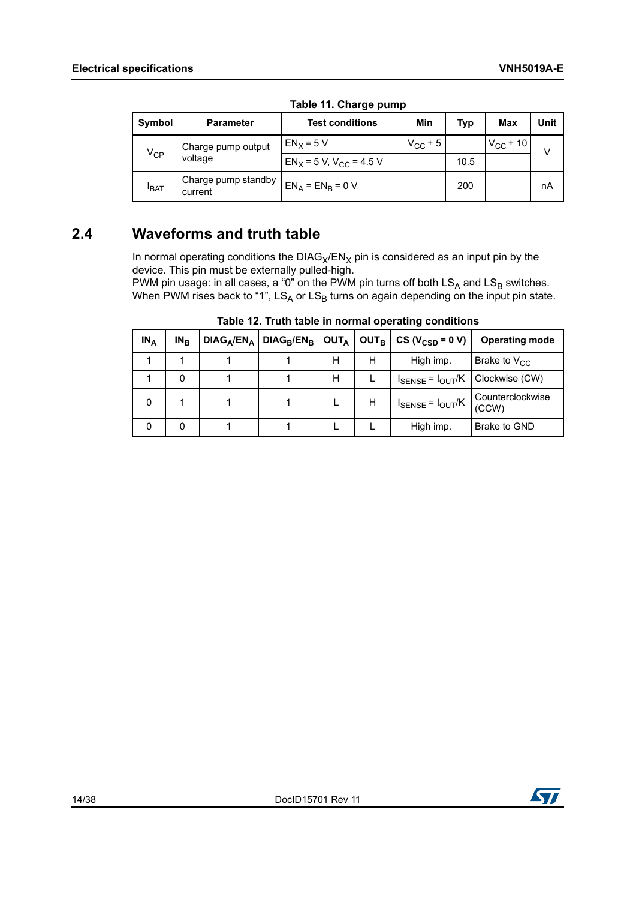Table 11. Charge pump

| Symbol | Parameter | Test conditions | Min | Typ | Max | Unit |
|---|---|---|---|---|---|---|
| $V_{CP}$ | Charge pump output voltage | $EN_X$ = 5 V | $V_{CC}$ + 5 | | $V_{CC}$ + 10 | V |
| | | $EN_X$ = 5 V, $V_{CC}$ = 4.5 V | | 10.5 | | |
| $I_{BAT}$ | Charge pump standby current | $EN_A$ = $EN_B$ = 0 V | | 200 | | nA |

## 2.4 Waveforms and truth table

In normal operating conditions the $DIAG_X/EN_X$ pin is considered as an input pin by the device. This pin must be externally pulled-high.
PWM pin usage: in all cases, a “0” on the PWM pin turns off both $LS_A$ and $LS_B$ switches. When PWM rises back to “1”, $LS_A$ or $LS_B$ turns on again depending on the input pin state.

Table 12. Truth table in normal operating conditions

| $IN_A$ | $IN_B$ | $DIAG_A/EN_A$ | $DIAG_B/EN_B$ | $OUT_A$ | $OUT_B$ | CS ($V_{CSD}$ = 0 V) | Operating mode |
|---|---|---|---|---|---|---|---|
| 1 | 1 | 1 | 1 | H | H | High imp. | Brake to $V_{CC}$ |
| 1 | 0 | 1 | 1 | H | L | $I_{SENSE} = I_{OUT}/K$ | Clockwise (CW) |
| 0 | 1 | 1 | 1 | L | H | $I_{SENSE} = I_{OUT}/K$ | Counterclockwise (CCW) |
| 0 | 0 | 1 | 1 | L | L | High imp. | Brake to GND |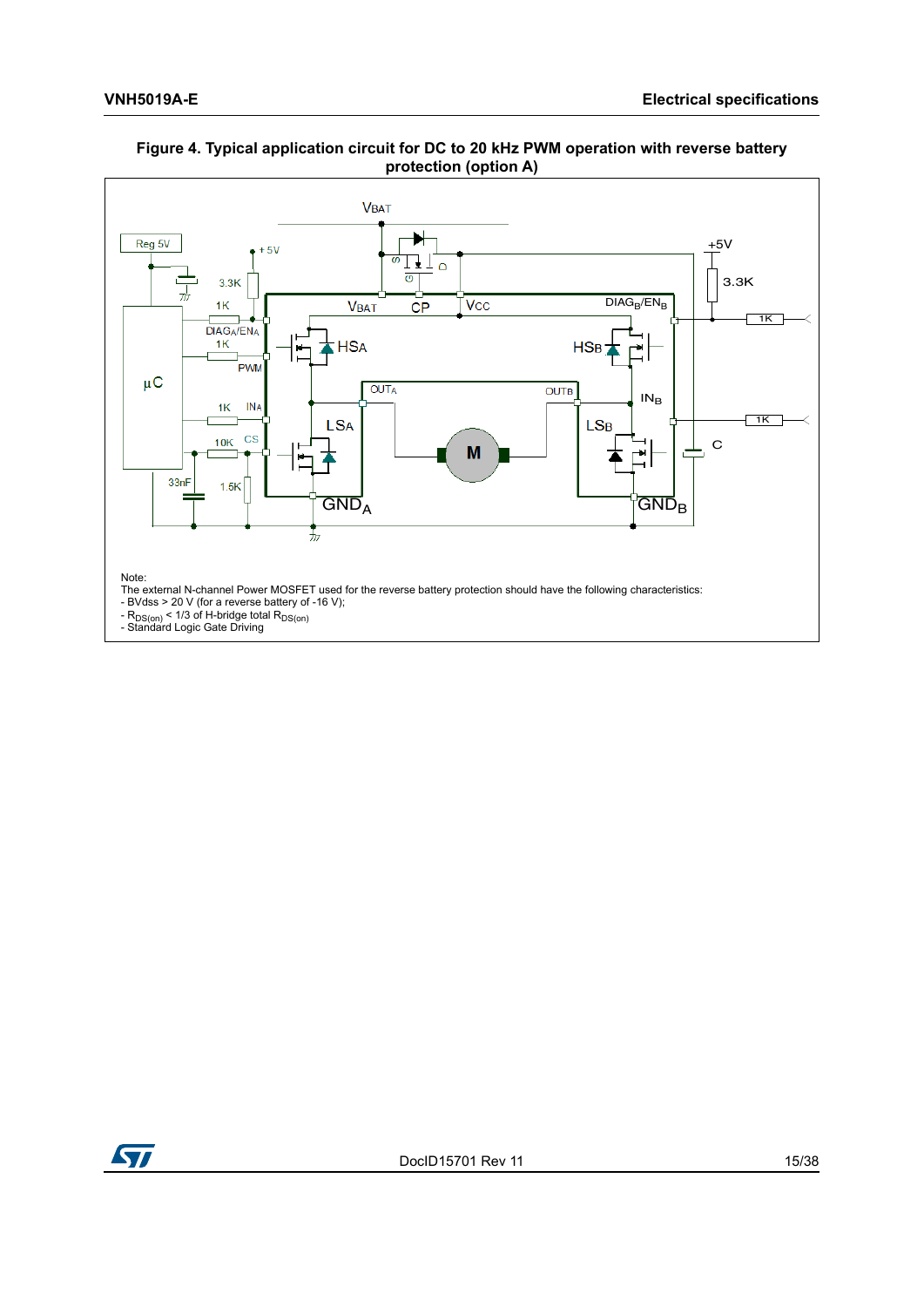**Figure 4. Typical application circuit for DC to 20 kHz PWM operation with reverse battery protection (option A)**

Note:
The external N-channel Power MOSFET used for the reverse battery protection should have the following characteristics:
- BVdss > 20 V (for a reverse battery of -16 V);
- $R_{DS(on)}$ < 1/3 of H-bridge total $R_{DS(on)}$
- Standard Logic Gate Driving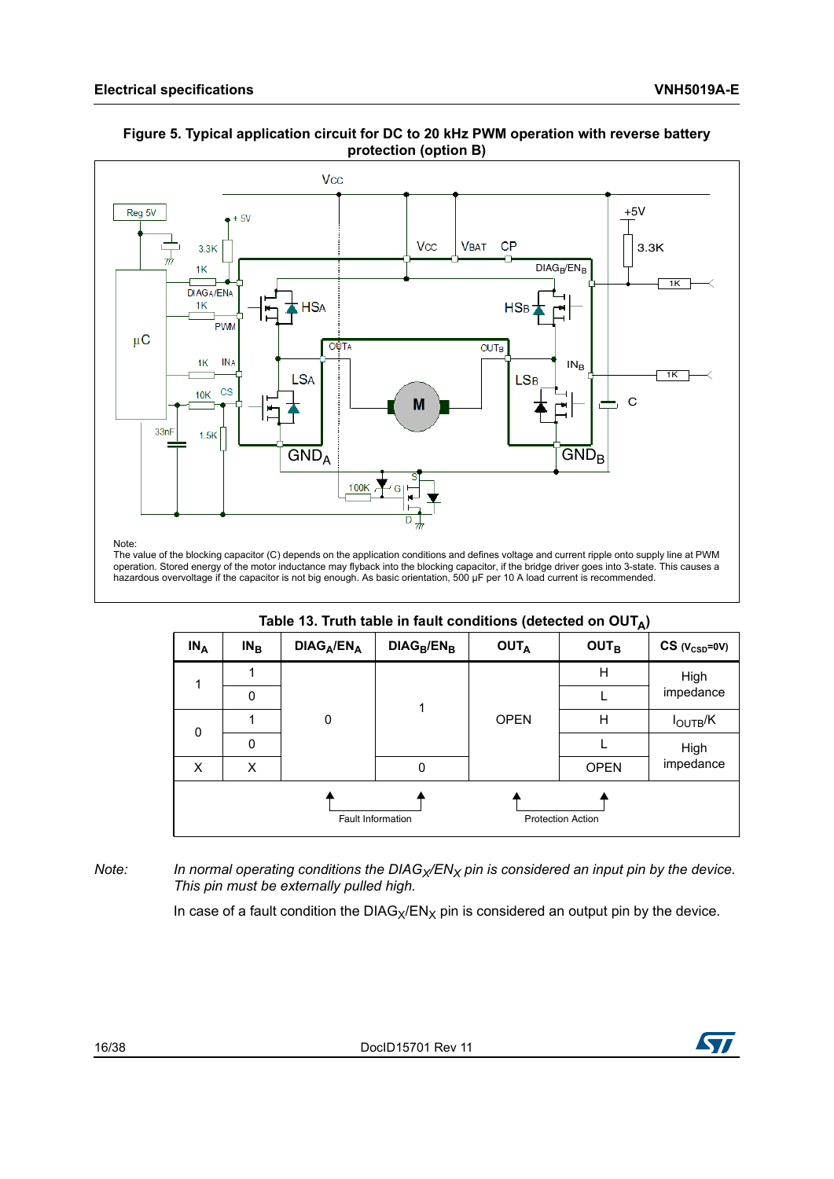**Figure 5. Typical application circuit for DC to 20 kHz PWM operation with reverse battery protection (option B)**

Note:
The value of the blocking capacitor (C) depends on the application conditions and defines voltage and current ripple onto supply line at PWM operation. Stored energy of the motor inductance may flyback into the blocking capacitor, if the bridge driver goes into 3-state. This causes a hazardous overvoltage if the capacitor is not big enough. As basic orientation, 500 µF per 10 A load current is recommended.

**Table 13. Truth table in fault conditions (detected on $OUT_A$)**

| $IN_A$ | $IN_B$ | $DIAG_A/EN_A$ | $DIAG_B/EN_B$ | $OUT_A$ | $OUT_B$ | CS ($V_{CSD}$=0V) |
|---|---|---|---|---|---|---|
| 1 | 1 | 0 | 1 | OPEN | H | High impedance |
| | 0 | | | | L | |
| 0 | 1 | | | | H | $I_{OUTB}/K$ |
| | 0 | | | | L | High impedance |
| X | X | | 0 | | OPEN | |
| | | Fault Information | | Protection Action | | |

*Note:* *In normal operating conditions the $DIAG_X/EN_X$ pin is considered an input pin by the device. This pin must be externally pulled high.*

In case of a fault condition the $DIAG_X/EN_X$ pin is considered an output pin by the device.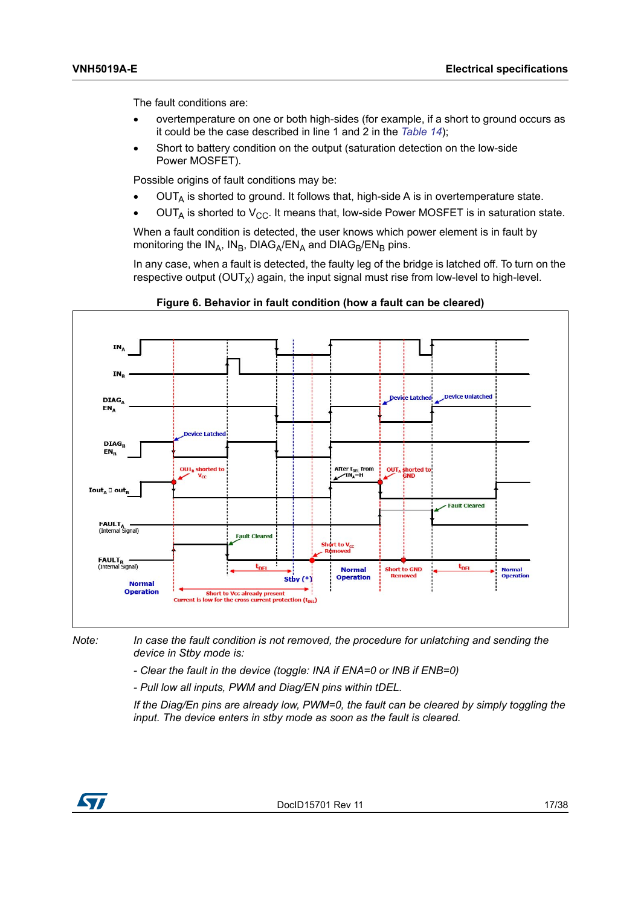The fault conditions are:

- overtemperature on one or both high-sides (for example, if a short to ground occurs as it could be the case described in line 1 and 2 in the *Table 14*);
- Short to battery condition on the output (saturation detection on the low-side Power MOSFET).

Possible origins of fault conditions may be:

- $OUT_A$ is shorted to ground. It follows that, high-side A is in overtemperature state.
- $OUT_A$ is shorted to $V_{CC}$. It means that, low-side Power MOSFET is in saturation state.

When a fault condition is detected, the user knows which power element is in fault by monitoring the $IN_A$, $IN_B$, $DIAG_A/EN_A$ and $DIAG_B/EN_B$ pins.

In any case, when a fault is detected, the faulty leg of the bridge is latched off. To turn on the respective output ($OUT_X$) again, the input signal must rise from low-level to high-level.

**Figure 6. Behavior in fault condition (how a fault can be cleared)**

Note: *In case the fault condition is not removed, the procedure for unlatching and sending the device in Stby mode is:*

*- Clear the fault in the device (toggle: INA if ENA=0 or INB if ENB=0)*

*- Pull low all inputs, PWM and Diag/EN pins within tDEL.*

*If the Diag/En pins are already low, PWM=0, the fault can be cleared by simply toggling the input. The device enters in stby mode as soon as the fault is cleared.*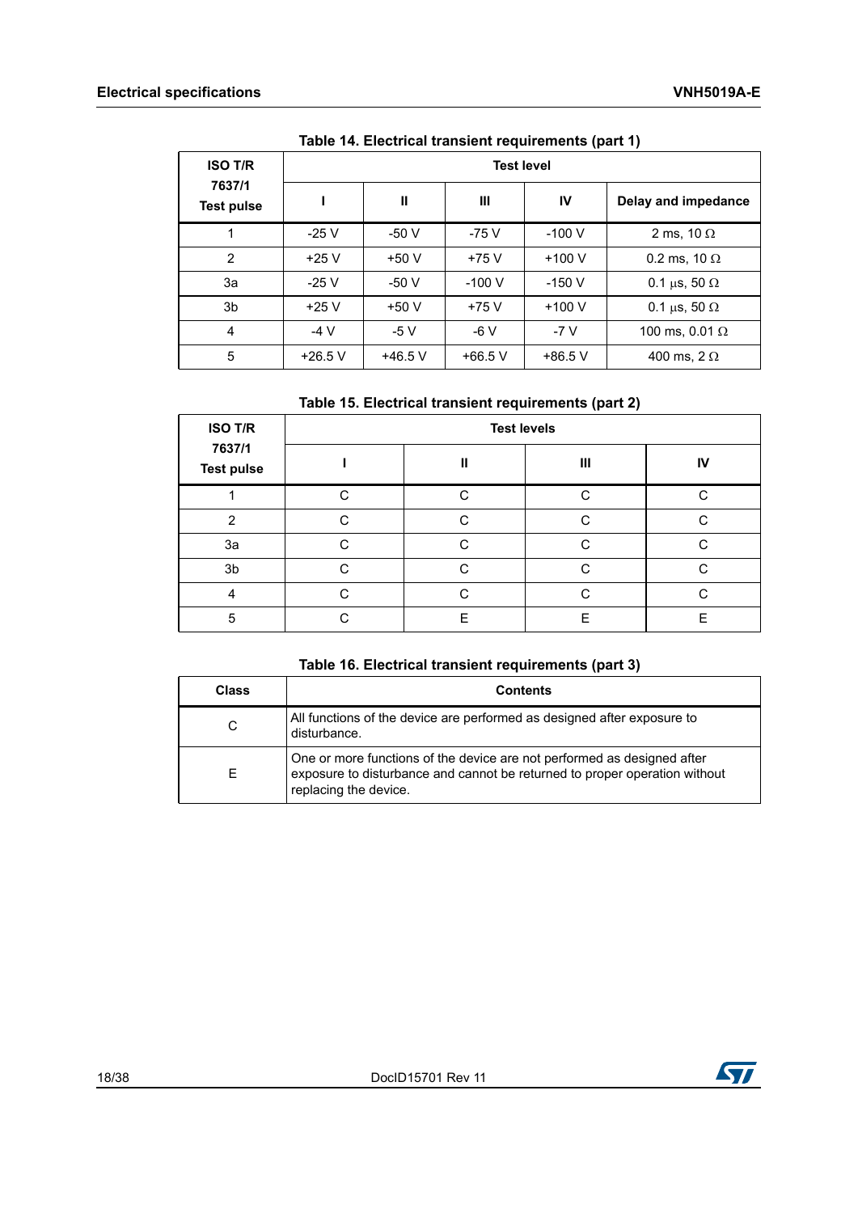**Table 14. Electrical transient requirements (part 1)**

| ISO T/R 7637/1 Test pulse | Test level | | | | |
|---|---|---|---|---|---|
| | I | II | III | IV | Delay and impedance |
| 1 | -25 V | -50 V | -75 V | -100 V | 2 ms, 10 Ω |
| 2 | +25 V | +50 V | +75 V | +100 V | 0.2 ms, 10 Ω |
| 3a | -25 V | -50 V | -100 V | -150 V | 0.1 µs, 50 Ω |
| 3b | +25 V | +50 V | +75 V | +100 V | 0.1 µs, 50 Ω |
| 4 | -4 V | -5 V | -6 V | -7 V | 100 ms, 0.01 Ω |
| 5 | +26.5 V | +46.5 V | +66.5 V | +86.5 V | 400 ms, 2 Ω |

**Table 15. Electrical transient requirements (part 2)**

| ISO T/R 7637/1 Test pulse | Test levels | | | |
|---|---|---|---|---|
| | I | II | III | IV |
| 1 | C | C | C | C |
| 2 | C | C | C | C |
| 3a | C | C | C | C |
| 3b | C | C | C | C |
| 4 | C | C | C | C |
| 5 | C | E | E | E |

**Table 16. Electrical transient requirements (part 3)**

| Class | Contents |
|---|---|
| C | All functions of the device are performed as designed after exposure to disturbance. |
| E | One or more functions of the device are not performed as designed after exposure to disturbance and cannot be returned to proper operation without replacing the device. |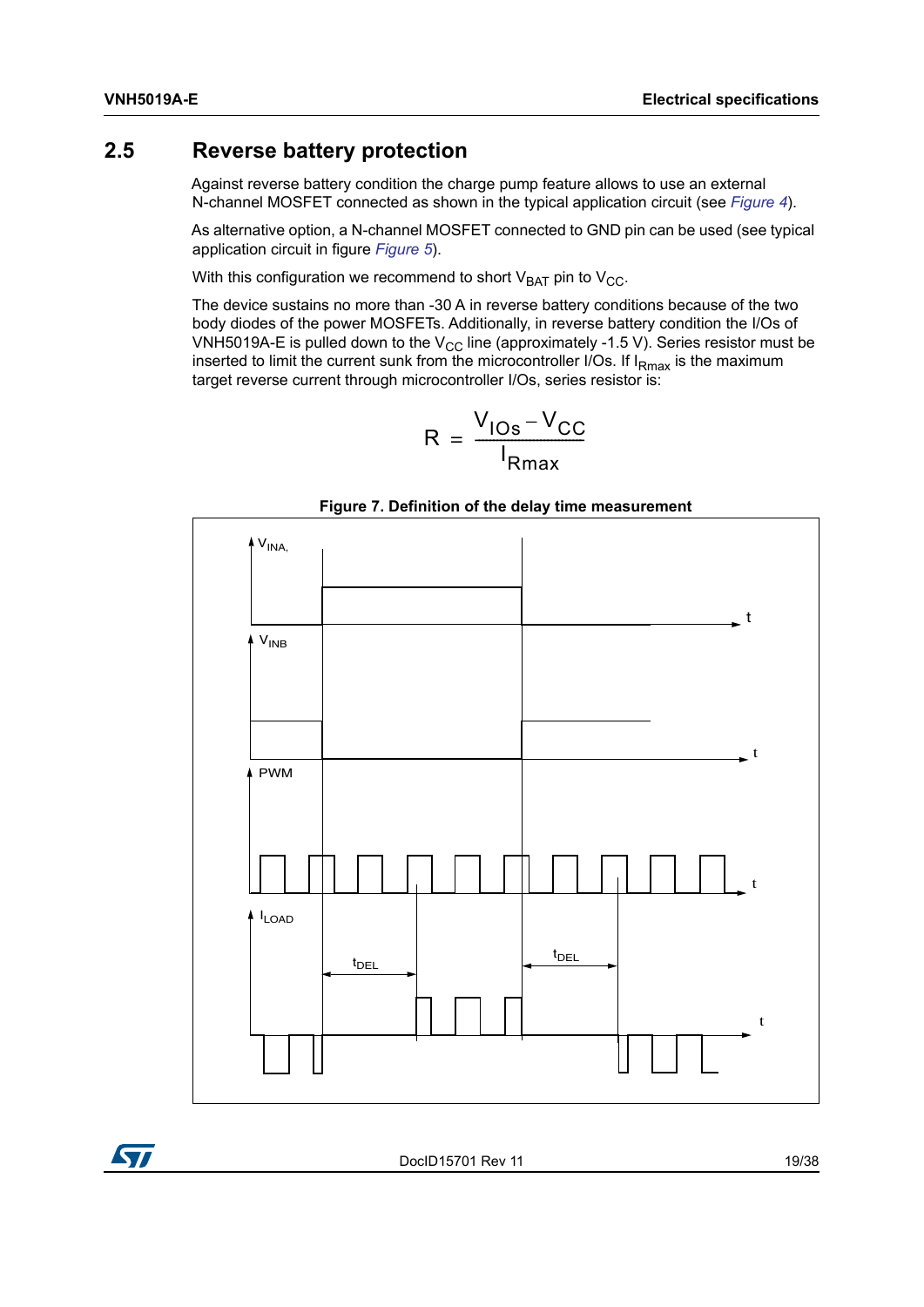## 2.5 Reverse battery protection

Against reverse battery condition the charge pump feature allows to use an external N-channel MOSFET connected as shown in the typical application circuit (see *Figure 4*).

As alternative option, a N-channel MOSFET connected to GND pin can be used (see typical application circuit in figure *Figure 5*).

With this configuration we recommend to short $V_{BAT}$ pin to $V_{CC}$.

The device sustains no more than -30 A in reverse battery conditions because of the two body diodes of the power MOSFETs. Additionally, in reverse battery condition the I/Os of VNH5019A-E is pulled down to the $V_{CC}$ line (approximately -1.5 V). Series resistor must be inserted to limit the current sunk from the microcontroller I/Os. If $I_{Rmax}$ is the maximum target reverse current through microcontroller I/Os, series resistor is:

$$R = \frac{V_{IOs} - V_{CC}}{I_{Rmax}}$$

**Figure 7. Definition of the delay time measurement**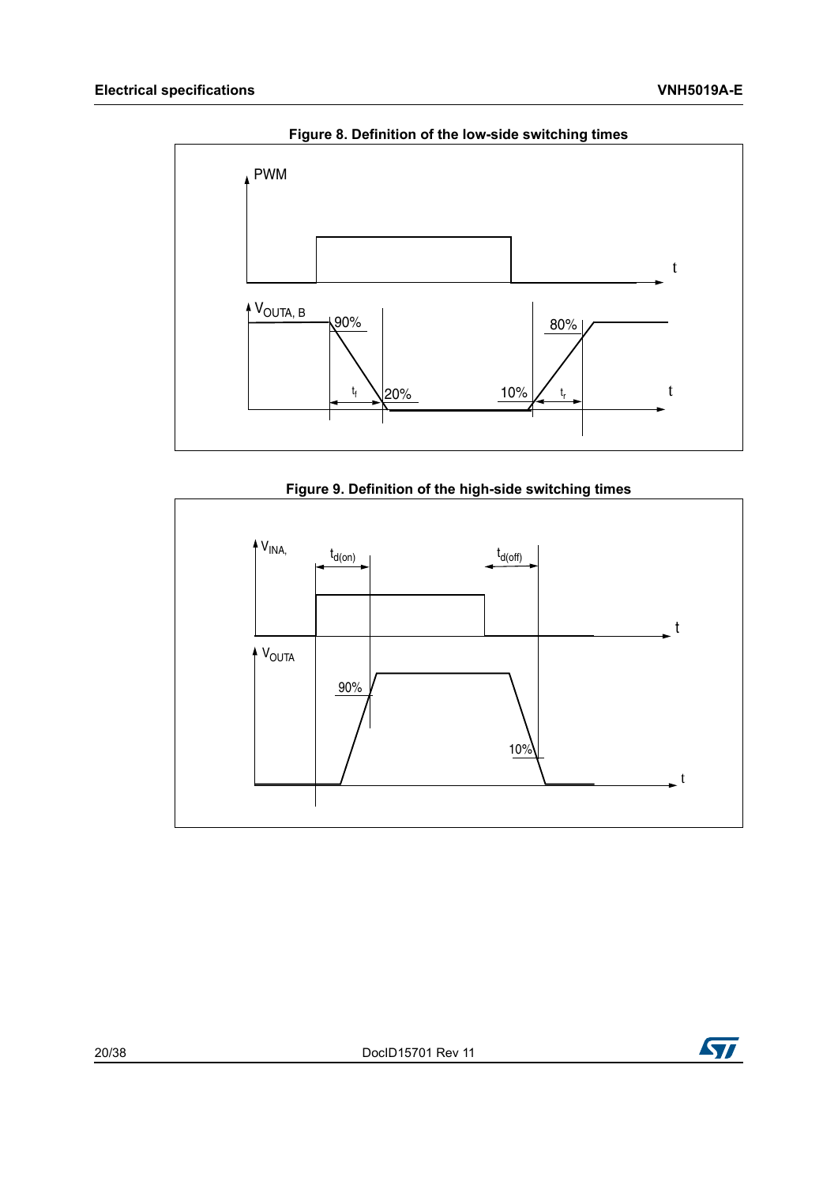**Figure 8. Definition of the low-side switching times**

**Figure 9. Definition of the high-side switching times**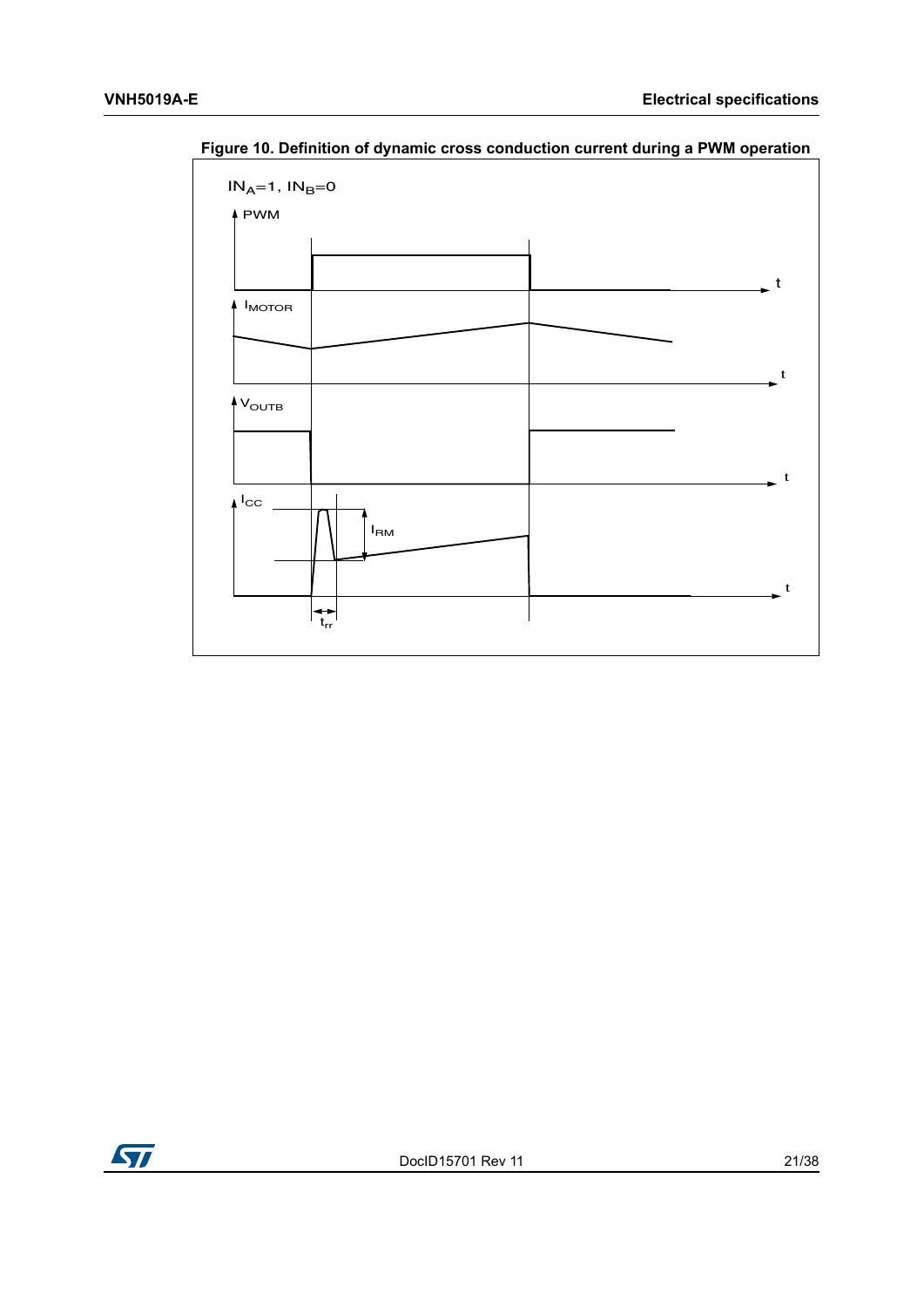Figure 10. Definition of dynamic cross conduction current during a PWM operation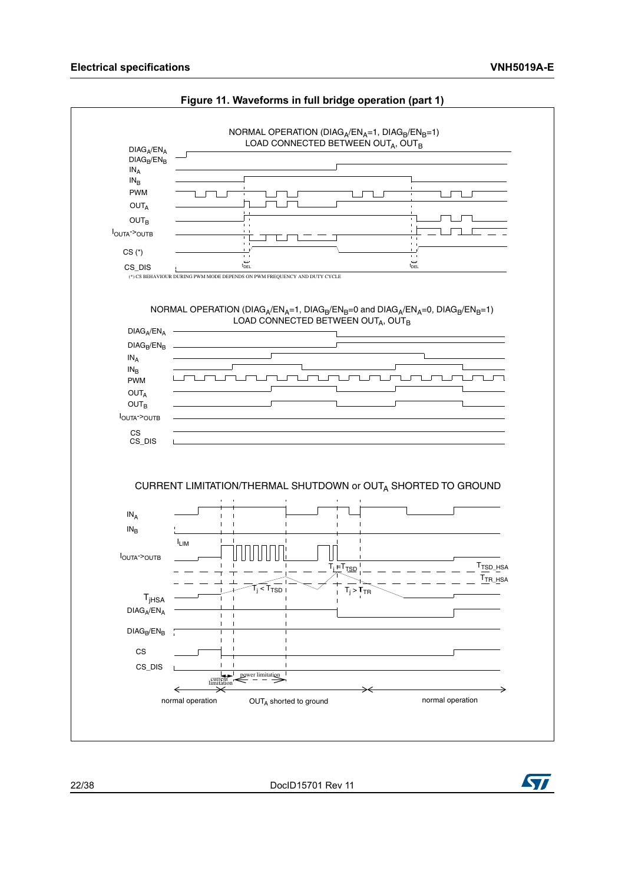**Figure 11. Waveforms in full bridge operation (part 1)**

NORMAL OPERATION ($DIAG_A/EN_A$=1, $DIAG_B/EN_B$=1)
LOAD CONNECTED BETWEEN $OUT_A$, $OUT_B$

$DIAG_A/EN_A$
$DIAG_B/EN_B$
$IN_A$
$IN_B$
PWM
$OUT_A$
$OUT_B$
$I_{OUTA\text{->}OUTB}$
CS (*)
CS_DIS

$t_{DEL}$ $t_{DEL}$

(*) CS BEHAVIOUR DURING PWM MODE DEPENDS ON PWM FREQUENCY AND DUTY CYCLE

NORMAL OPERATION ($DIAG_A/EN_A$=1, $DIAG_B/EN_B$=0 and $DIAG_A/EN_A$=0, $DIAG_B/EN_B$=1)
LOAD CONNECTED BETWEEN $OUT_A$, $OUT_B$

$DIAG_A/EN_A$
$DIAG_B/EN_B$
$IN_A$
$IN_B$
PWM
$OUT_A$
$OUT_B$
$I_{OUTA\text{->}OUTB}$
CS
CS_DIS

CURRENT LIMITATION/THERMAL SHUTDOWN or $OUT_A$ SHORTED TO GROUND

$IN_A$
$IN_B$
$I_{LIM}$
$I_{OUTA\text{->}OUTB}$
$T_j = T_{TSD}$
$T_{TSD\_HSA}$
$T_{TR\_HSA}$
$T_j < T_{TSD}$
$T_j > T_{TR}$
$T_{jHSA}$
$DIAG_A/EN_A$
$DIAG_B/EN_B$
CS
CS_DIS

current limitation
power limitation

normal operation
$OUT_A$ shorted to ground
normal operation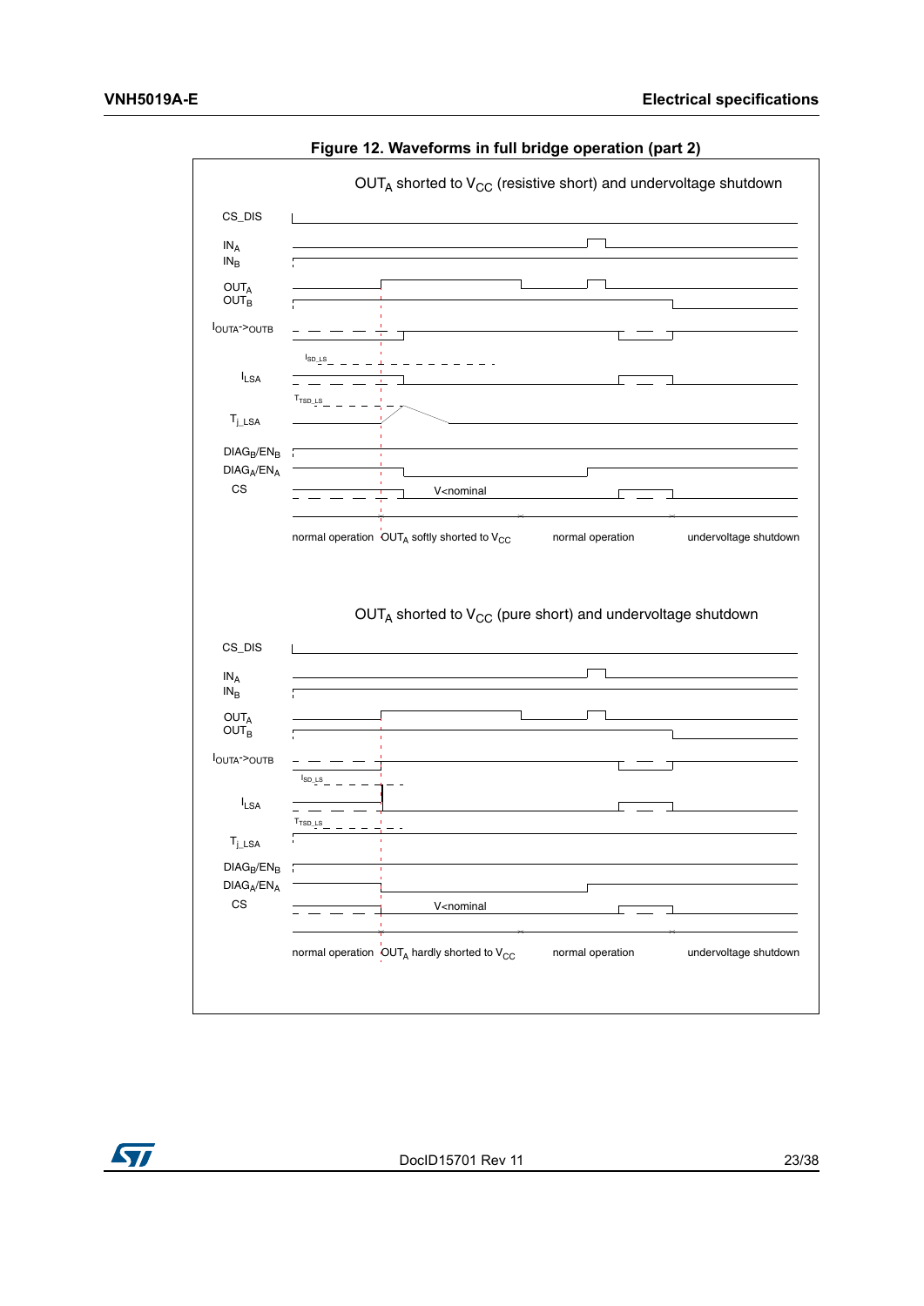Figure 12. Waveforms in full bridge operation (part 2)

$OUT_A$ shorted to $V_{CC}$ (resistive short) and undervoltage shutdown

CS_DIS

$IN_A$

$IN_B$

$OUT_A$

$OUT_B$

$I_{OUTA\text{->}OUTB}$

$I_{SD\_LS}$

$I_{LSA}$

$T_{TSD\_LS}$

$T_{j\_LSA}$

$DIAG_B/EN_B$

$DIAG_A/EN_A$

CS

V<nominal

normal operation | $OUT_A$ softly shorted to $V_{CC}$ | normal operation | undervoltage shutdown

$OUT_A$ shorted to $V_{CC}$ (pure short) and undervoltage shutdown

CS_DIS

$IN_A$

$IN_B$

$OUT_A$

$OUT_B$

$I_{OUTA\text{->}OUTB}$

$I_{SD\_LS}$

$I_{LSA}$

$T_{TSD\_LS}$

$T_{j\_LSA}$

$DIAG_B/EN_B$

$DIAG_A/EN_A$

CS

V<nominal

normal operation | $OUT_A$ hardly shorted to $V_{CC}$ | normal operation | undervoltage shutdown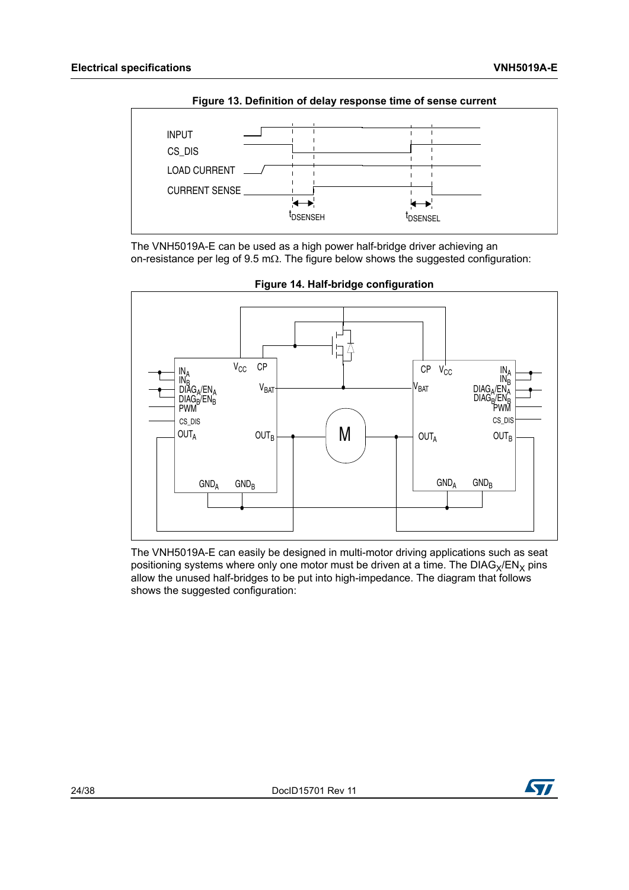**Figure 13. Definition of delay response time of sense current**

The VNH5019A-E can be used as a high power half-bridge driver achieving an on-resistance per leg of 9.5 mΩ. The figure below shows the suggested configuration:

**Figure 14. Half-bridge configuration**

The VNH5019A-E can easily be designed in multi-motor driving applications such as seat positioning systems where only one motor must be driven at a time. The $DIAG_X/EN_X$ pins allow the unused half-bridges to be put into high-impedance. The diagram that follows shows the suggested configuration: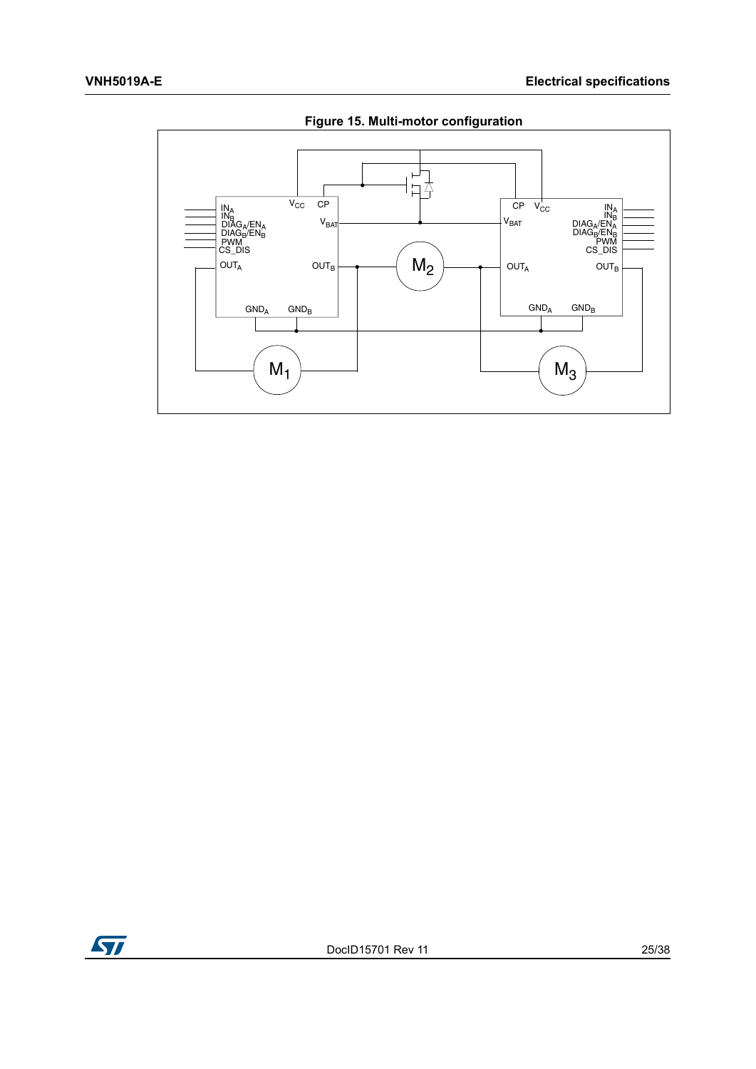**Figure 15. Multi-motor configuration**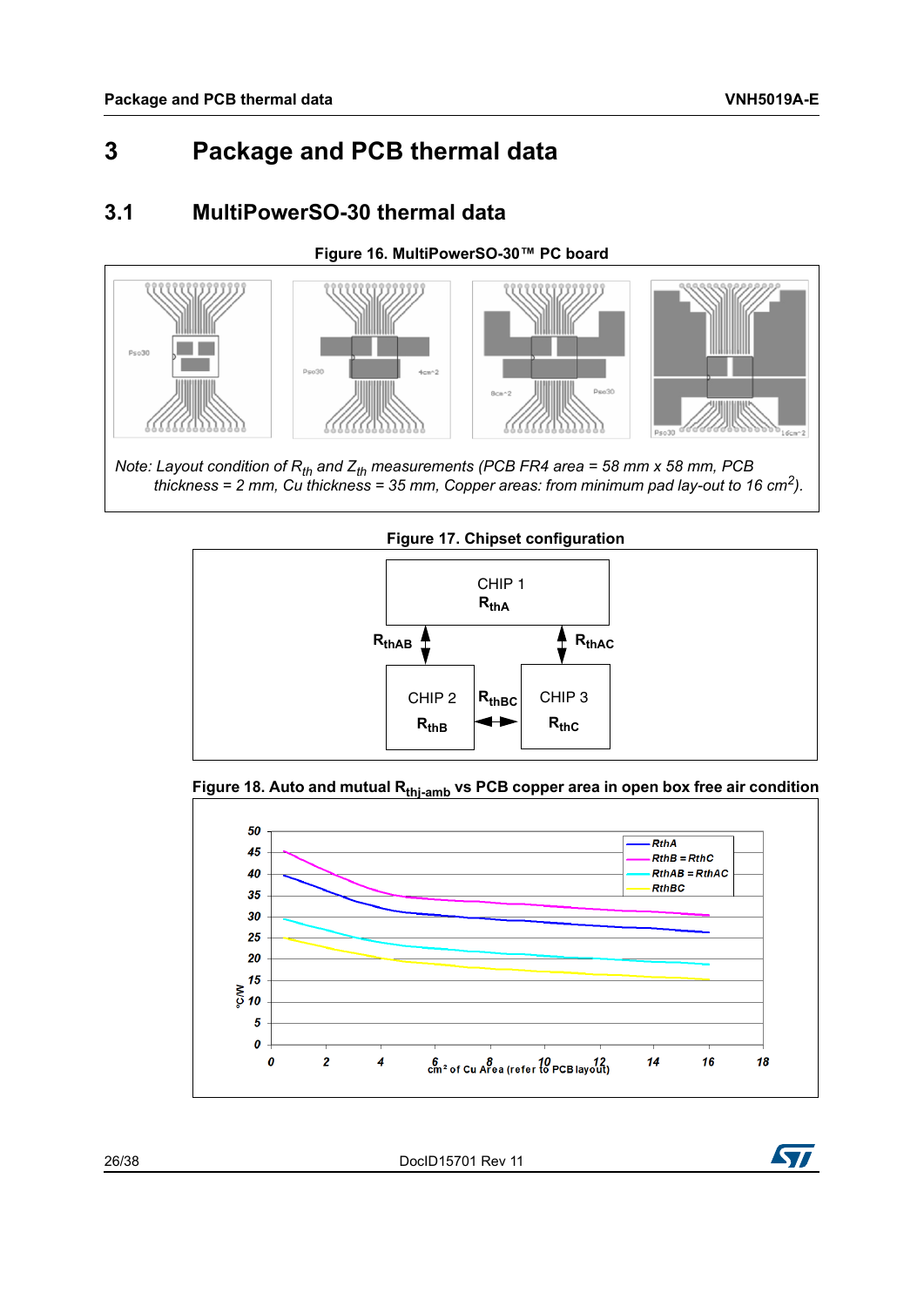# 3 Package and PCB thermal data

## 3.1 MultiPowerSO-30 thermal data

**Figure 16. MultiPowerSO-30™ PC board**

*Note: Layout condition of $R_{th}$ and $Z_{th}$ measurements (PCB FR4 area = 58 mm x 58 mm, PCB thickness = 2 mm, Cu thickness = 35 mm, Copper areas: from minimum pad lay-out to 16 $cm^2$).*

**Figure 17. Chipset configuration**

**Figure 18. Auto and mutual $R_{thj\text{-}amb}$ vs PCB copper area in open box free air condition**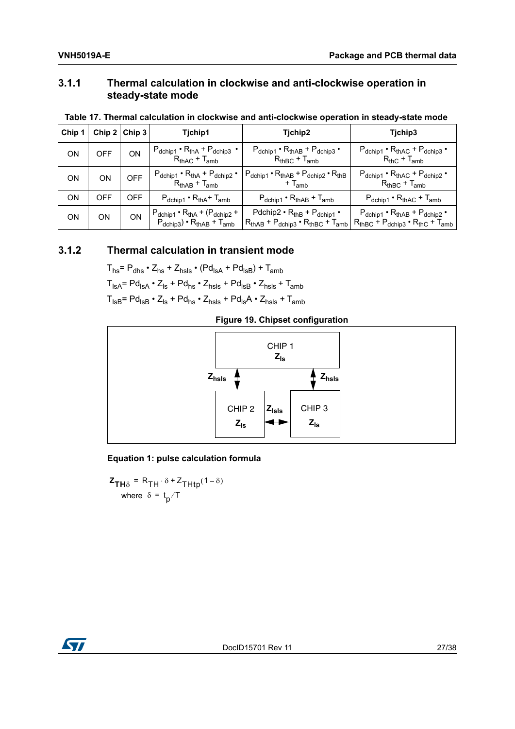### 3.1.1 Thermal calculation in clockwise and anti-clockwise operation in steady-state mode

**Table 17. Thermal calculation in clockwise and anti-clockwise operation in steady-state mode**

| Chip 1 | Chip 2 | Chip 3 | Tjchip1 | Tjchip2 | Tjchip3 |
|---|---|---|---|---|---|
| ON | OFF | ON | $P_{dchip1} \cdot R_{thA} + P_{dchip3} \cdot R_{thAC} + T_{amb}$ | $P_{dchip1} \cdot R_{thAB} + P_{dchip3} \cdot R_{thBC} + T_{amb}$ | $P_{dchip1} \cdot R_{thAC} + P_{dchip3} \cdot R_{thC} + T_{amb}$ |
| ON | ON | OFF | $P_{dchip1} \cdot R_{thA} + P_{dchip2} \cdot R_{thAB} + T_{amb}$ | $P_{dchip1} \cdot R_{thAB} + P_{dchip2} \cdot R_{thB} + T_{amb}$ | $P_{dchip1} \cdot R_{thAC} + P_{dchip2} \cdot R_{thBC} + T_{amb}$ |
| ON | OFF | OFF | $P_{dchip1} \cdot R_{thA} + T_{amb}$ | $P_{dchip1} \cdot R_{thAB} + T_{amb}$ | $P_{dchip1} \cdot R_{thAC} + T_{amb}$ |
| ON | ON | ON | $P_{dchip1} \cdot R_{thA} + (P_{dchip2} + P_{dchip3}) \cdot R_{thAB} + T_{amb}$ | $Pdchip2 \cdot R_{thB} + P_{dchip1} \cdot R_{thAB} + P_{dchip3} \cdot R_{thBC} + T_{amb}$ | $P_{dchip1} \cdot R_{thAB} + P_{dchip2} \cdot R_{thBC} + P_{dchip3} \cdot R_{thC} + T_{amb}$ |

### 3.1.2 Thermal calculation in transient mode

$T_{hs} = P_{dhs} \cdot Z_{hs} + Z_{hsls} \cdot (Pd_{lsA} + Pd_{lsB}) + T_{amb}$

$T_{lsA} = Pd_{lsA} \cdot Z_{ls} + Pd_{hs} \cdot Z_{hsls} + Pd_{lsB} \cdot Z_{lsls} + T_{amb}$

$T_{lsB} = Pd_{lsB} \cdot Z_{ls} + Pd_{hs} \cdot Z_{hsls} + Pd_{ls}A \cdot Z_{lsls} + T_{amb}$

**Figure 19. Chipset configuration**

CHIP 1 $Z_{ls}$; CHIP 2 $Z_{ls}$; CHIP 3 $Z_{ls}$; $Z_{hsls}$; $Z_{hsls}$; $Z_{lsls}$

**Equation 1: pulse calculation formula**

$$Z_{TH\delta} = R_{TH} \cdot \delta + Z_{THtp}(1 - \delta)$$

where $\delta = t_p / T$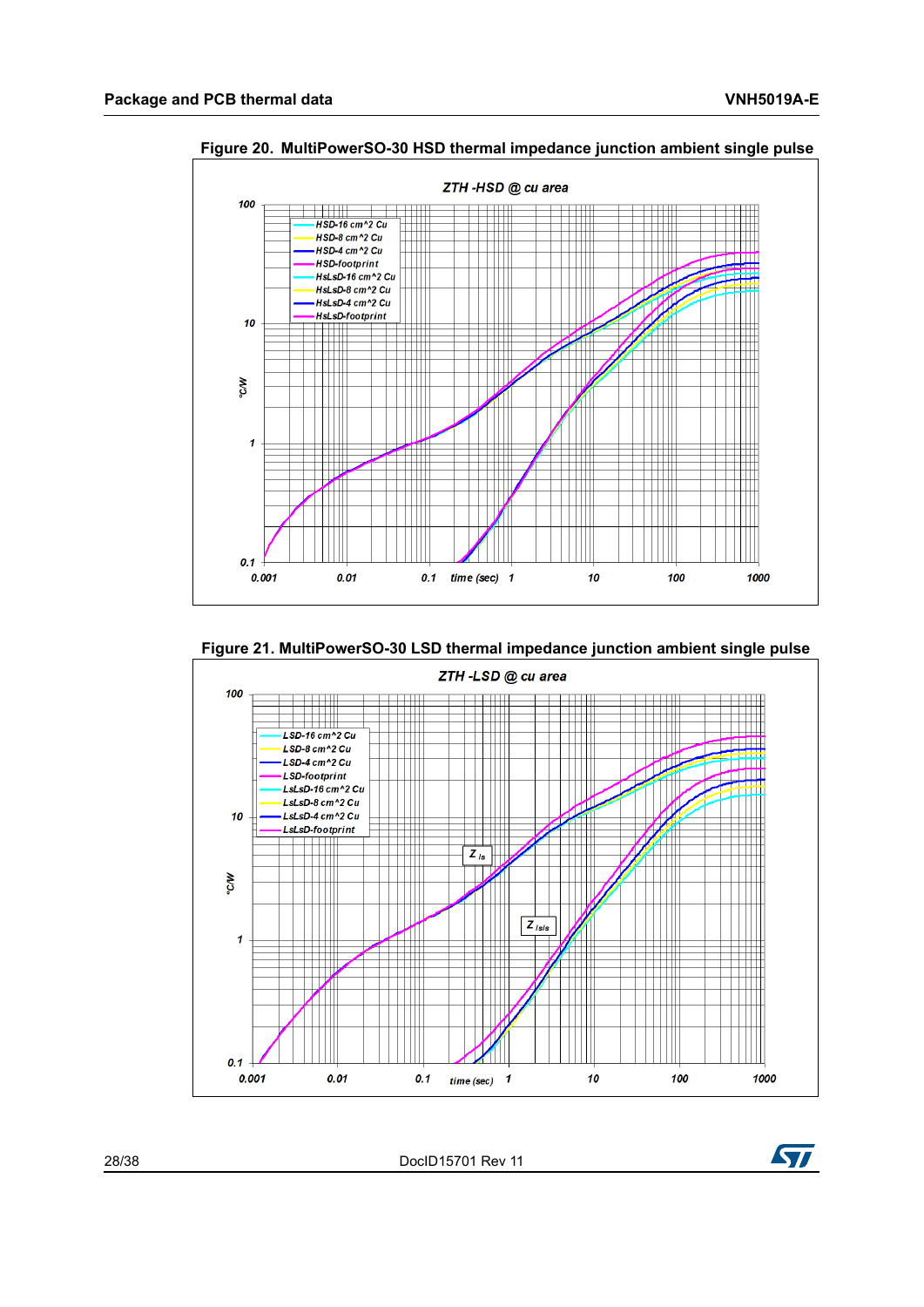Figure 20. MultiPowerSO-30 HSD thermal impedance junction ambient single pulse

Figure 21. MultiPowerSO-30 LSD thermal impedance junction ambient single pulse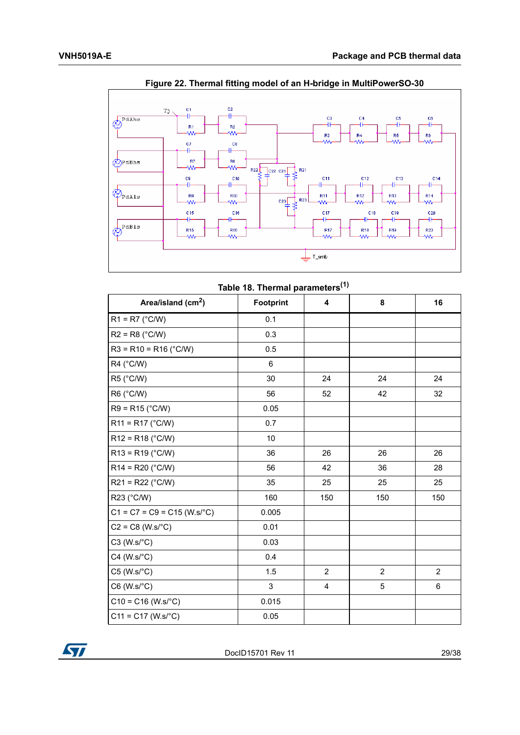**Figure 22. Thermal fitting model of an H-bridge in MultiPowerSO-30**

**Table 18. Thermal parameters(1)**

| Area/island ($cm^2$) | Footprint | 4 | 8 | 16 |
|---|---|---|---|---|
| R1 = R7 (°C/W) | 0.1 | | | |
| R2 = R8 (°C/W) | 0.3 | | | |
| R3 = R10 = R16 (°C/W) | 0.5 | | | |
| R4 (°C/W) | 6 | | | |
| R5 (°C/W) | 30 | 24 | 24 | 24 |
| R6 (°C/W) | 56 | 52 | 42 | 32 |
| R9 = R15 (°C/W) | 0.05 | | | |
| R11 = R17 (°C/W) | 0.7 | | | |
| R12 = R18 (°C/W) | 10 | | | |
| R13 = R19 (°C/W) | 36 | 26 | 26 | 26 |
| R14 = R20 (°C/W) | 56 | 42 | 36 | 28 |
| R21 = R22 (°C/W) | 35 | 25 | 25 | 25 |
| R23 (°C/W) | 160 | 150 | 150 | 150 |
| C1 = C7 = C9 = C15 (W.s/°C) | 0.005 | | | |
| C2 = C8 (W.s/°C) | 0.01 | | | |
| C3 (W.s/°C) | 0.03 | | | |
| C4 (W.s/°C) | 0.4 | | | |
| C5 (W.s/°C) | 1.5 | 2 | 2 | 2 |
| C6 (W.s/°C) | 3 | 4 | 5 | 6 |
| C10 = C16 (W.s/°C) | 0.015 | | | |
| C11 = C17 (W.s/°C) | 0.05 | | | |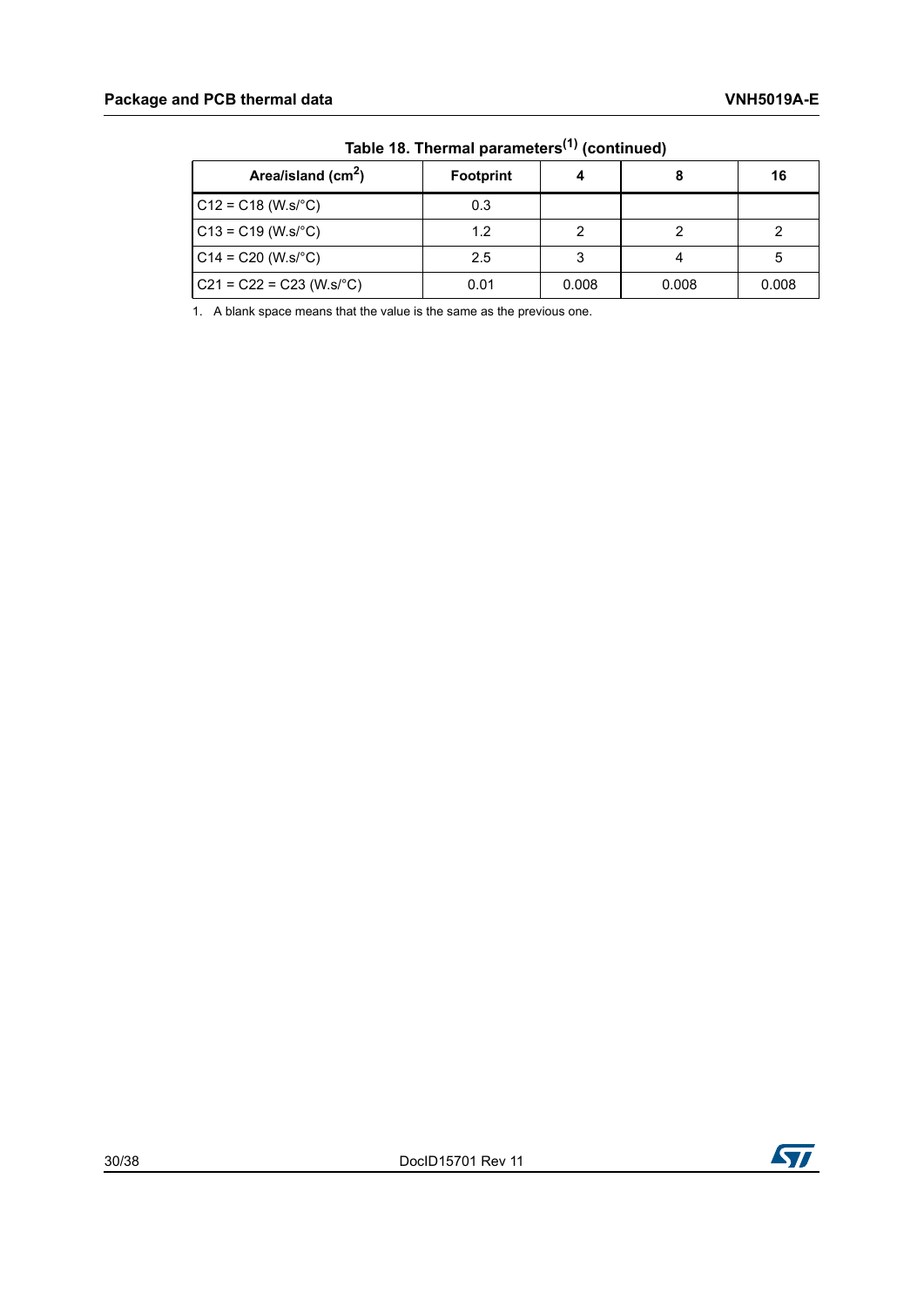**Table 18. Thermal parameters[(1)] (continued)**

| Area/island ($cm^2$) | Footprint | 4 | 8 | 16 |
|---|---|---|---|---|
| C12 = C18 (W.s/°C) | 0.3 | | | |
| C13 = C19 (W.s/°C) | 1.2 | 2 | 2 | 2 |
| C14 = C20 (W.s/°C) | 2.5 | 3 | 4 | 5 |
| C21 = C22 = C23 (W.s/°C) | 0.01 | 0.008 | 0.008 | 0.008 |

1. A blank space means that the value is the same as the previous one.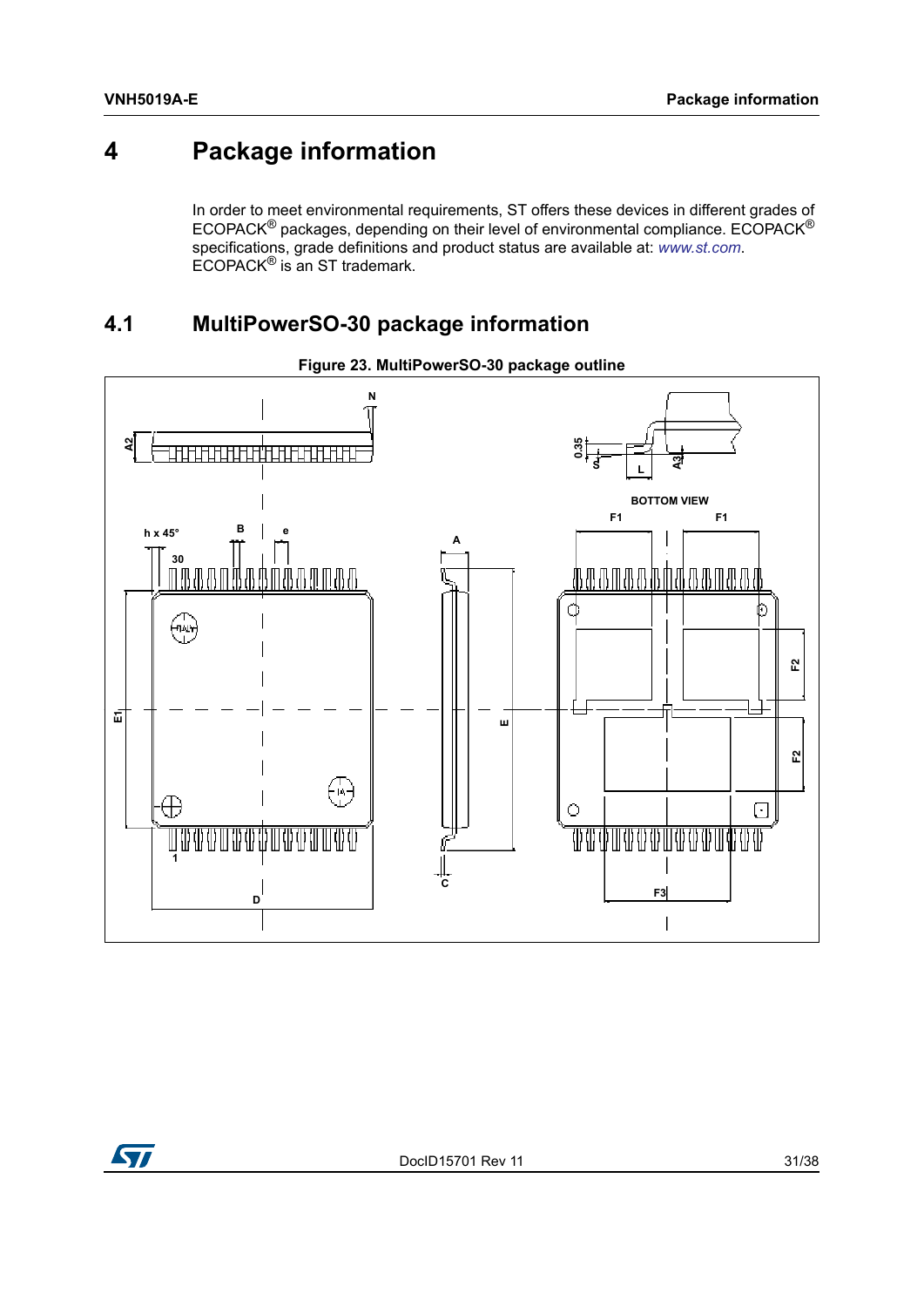# 4 Package information

In order to meet environmental requirements, ST offers these devices in different grades of ECOPACK® packages, depending on their level of environmental compliance. ECOPACK® specifications, grade definitions and product status are available at: *www.st.com*. ECOPACK® is an ST trademark.

## 4.1 MultiPowerSO-30 package information

**Figure 23. MultiPowerSO-30 package outline**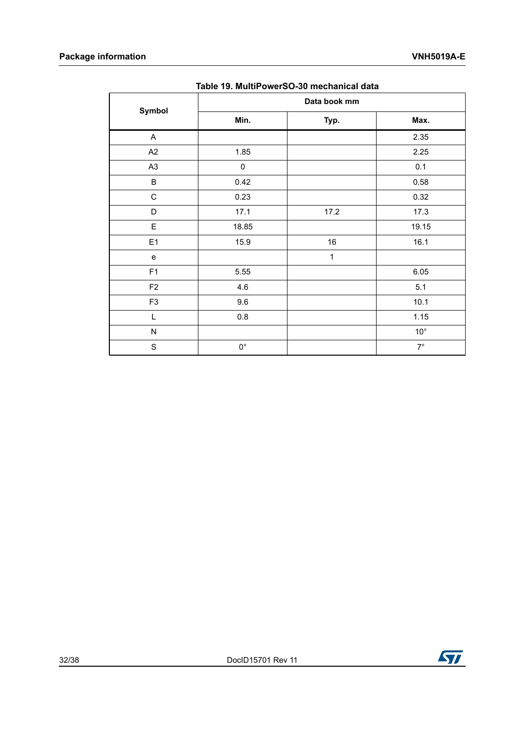Table 19. MultiPowerSO-30 mechanical data

| Symbol | Data book mm | | |
|---|---|---|---|
| | Min. | Typ. | Max. |
| A | | | 2.35 |
| A2 | 1.85 | | 2.25 |
| A3 | 0 | | 0.1 |
| B | 0.42 | | 0.58 |
| C | 0.23 | | 0.32 |
| D | 17.1 | 17.2 | 17.3 |
| E | 18.85 | | 19.15 |
| E1 | 15.9 | 16 | 16.1 |
| e | | 1 | |
| F1 | 5.55 | | 6.05 |
| F2 | 4.6 | | 5.1 |
| F3 | 9.6 | | 10.1 |
| L | 0.8 | | 1.15 |
| N | | | 10° |
| S | 0° | | 7° |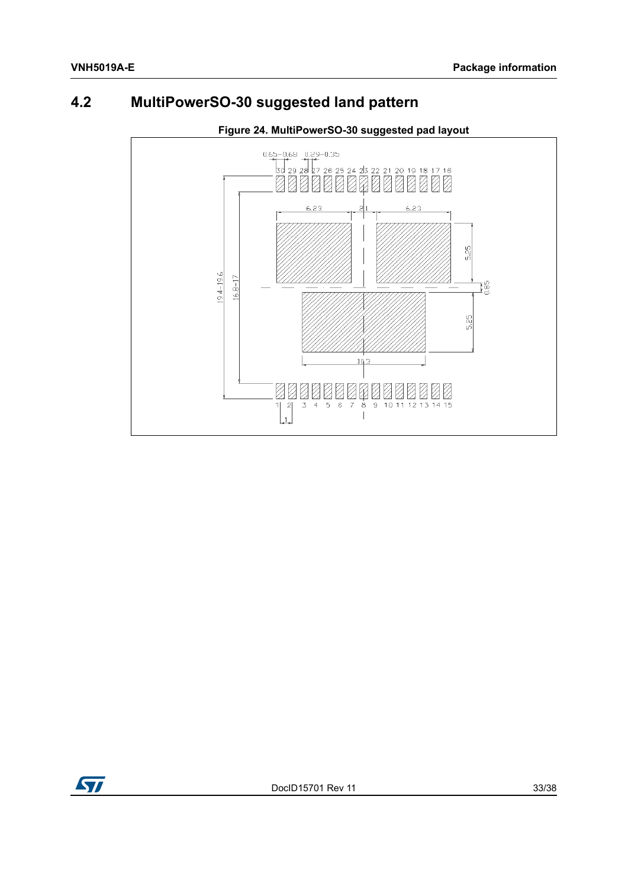## 4.2 MultiPowerSO-30 suggested land pattern

**Figure 24. MultiPowerSO-30 suggested pad layout**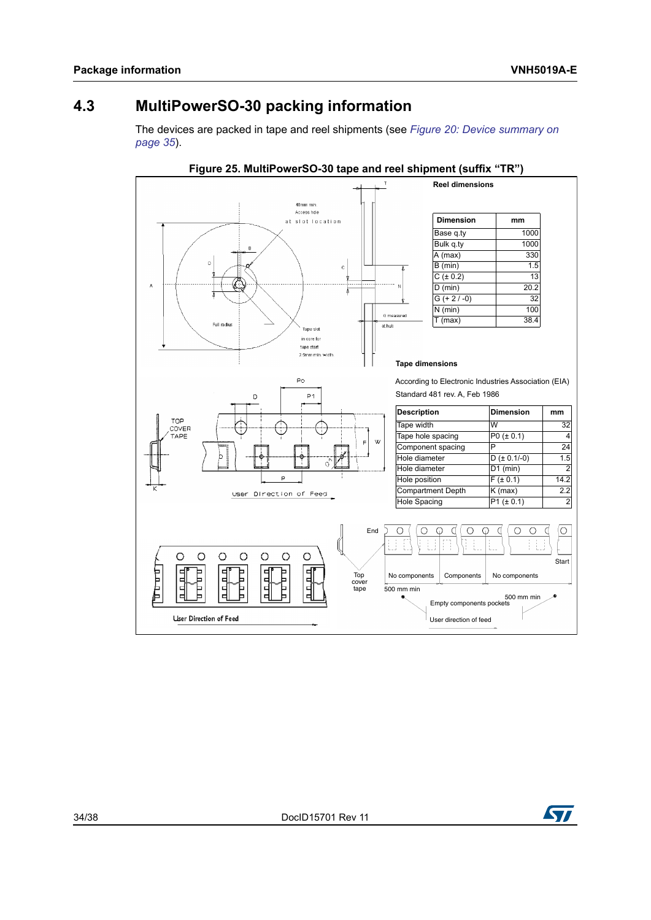## 4.3 MultiPowerSO-30 packing information

The devices are packed in tape and reel shipments (see *Figure 20: Device summary on page 35*).

**Figure 25. MultiPowerSO-30 tape and reel shipment (suffix "TR")**

**Reel dimensions**

| Dimension | mm |
|---|---|
| Base q.ty | 1000 |
| Bulk q.ty | 1000 |
| A (max) | 330 |
| B (min) | 1.5 |
| C (± 0.2) | 13 |
| D (min) | 20.2 |
| G (+ 2 / -0) | 32 |
| N (min) | 100 |
| T (max) | 38.4 |

**Tape dimensions**

According to Electronic Industries Association (EIA) Standard 481 rev. A, Feb 1986

| Description | Dimension | mm |
|---|---|---|
| Tape width | W | 32 |
| Tape hole spacing | P0 (± 0.1) | 4 |
| Component spacing | P | 24 |
| Hole diameter | D (± 0.1/-0) | 1.5 |
| Hole diameter | D1 (min) | 2 |
| Hole position | F (± 0.1) | 14.2 |
| Compartment Depth | K (max) | 2.2 |
| Hole Spacing | P1 (± 0.1) | 2 |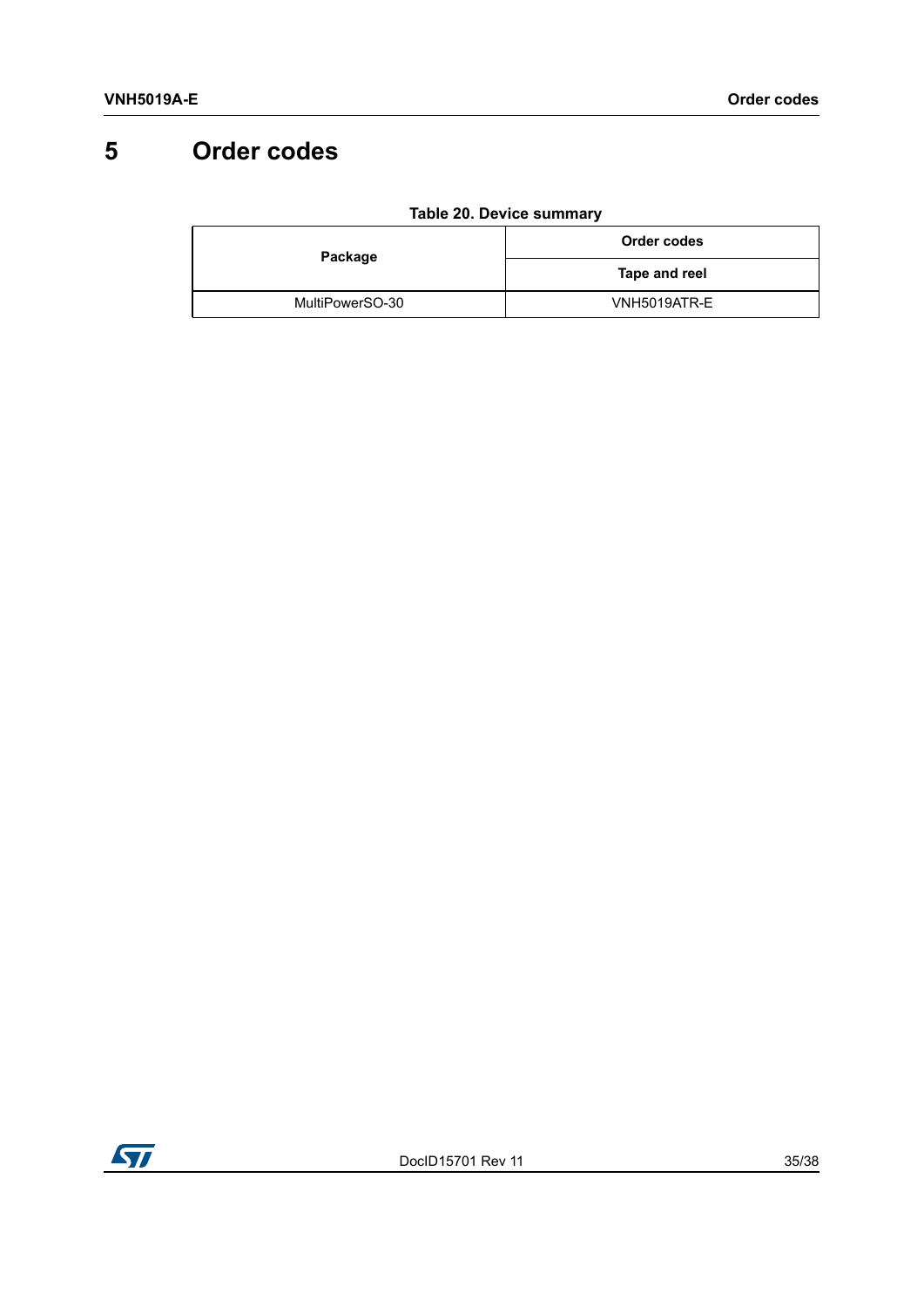# 5 Order codes

**Table 20. Device summary**

| Package | Order codes |
|---|---|
| | Tape and reel |
| MultiPowerSO-30 | VNH5019ATR-E |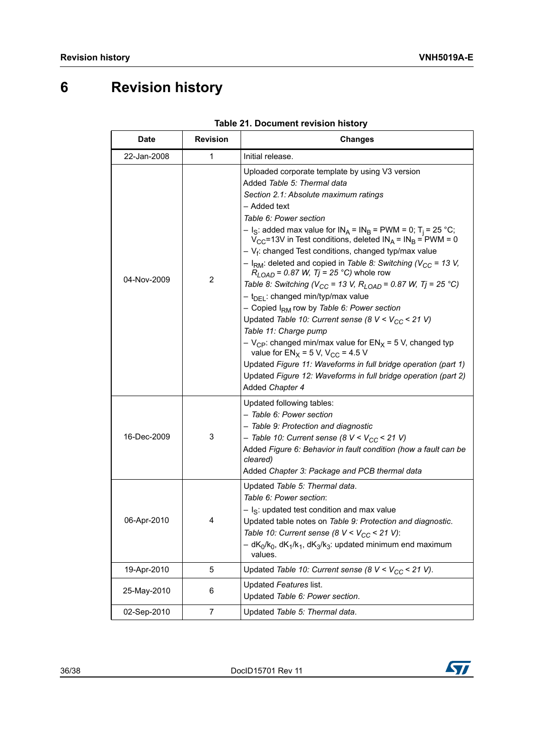# 6 Revision history

**Table 21. Document revision history**

| Date | Revision | Changes |
|---|---|---|
| 22-Jan-2008 | 1 | Initial release. |
| 04-Nov-2009 | 2 | Uploaded corporate template by using V3 version<br>Added *Table 5: Thermal data*<br>*Section 2.1: Absolute maximum ratings*<br>– Added text<br>*Table 6: Power section*<br>– $I_S$: added max value for $IN_A = IN_B = PWM = 0$; $T_j = 25$ °C; $V_{CC}$=13V in Test conditions, deleted $IN_A = IN_B = PWM = 0$<br>– $V_f$: changed Test conditions, changed typ/max value<br>– $I_{RM}$: deleted and copied in *Table 8: Switching ($V_{CC}$ = 13 V, $R_{LOAD}$ = 0.87 W, Tj = 25 °C)* whole row<br>*Table 8: Switching ($V_{CC}$ = 13 V, $R_{LOAD}$ = 0.87 W, Tj = 25 °C)*<br>– $t_{DEL}$: changed min/typ/max value<br>– Copied $I_{RM}$ row by *Table 6: Power section*<br>Updated *Table 10: Current sense (8 V < $V_{CC}$ < 21 V)*<br>*Table 11: Charge pump*<br>– $V_{CP}$: changed min/max value for $EN_X$ = 5 V, changed typ value for $EN_X$ = 5 V, $V_{CC}$ = 4.5 V<br>Updated *Figure 11: Waveforms in full bridge operation (part 1)*<br>Updated *Figure 12: Waveforms in full bridge operation (part 2)*<br>Added *Chapter 4* |
| 16-Dec-2009 | 3 | Updated following tables:<br>– *Table 6: Power section*<br>– *Table 9: Protection and diagnostic*<br>– *Table 10: Current sense (8 V < $V_{CC}$ < 21 V)*<br>Added *Figure 6: Behavior in fault condition (how a fault can be cleared)*<br>Added *Chapter 3: Package and PCB thermal data* |
| 06-Apr-2010 | 4 | Updated *Table 5: Thermal data*.<br>*Table 6: Power section*:<br>– $I_S$: updated test condition and max value<br>Updated table notes on *Table 9: Protection and diagnostic*.<br>*Table 10: Current sense (8 V < $V_{CC}$ < 21 V)*:<br>– $dK_0/k_0$, $dK_1/k_1$, $dK_3/k_3$: updated minimum end maximum values. |
| 19-Apr-2010 | 5 | Updated *Table 10: Current sense (8 V < $V_{CC}$ < 21 V)*. |
| 25-May-2010 | 6 | Updated *Features* list.<br>Updated *Table 6: Power section*. |
| 02-Sep-2010 | 7 | Updated *Table 5: Thermal data*. |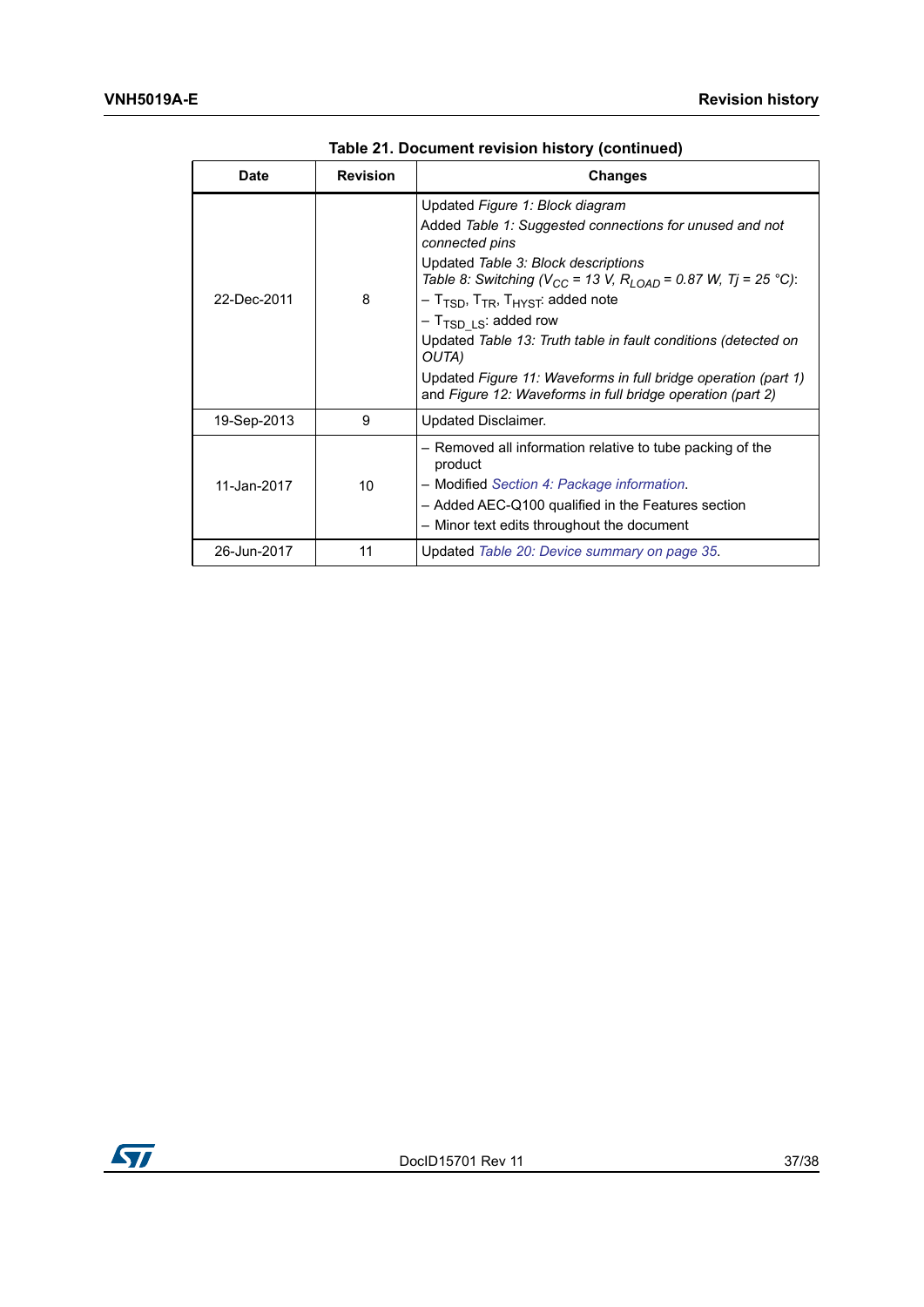Table 21. Document revision history (continued)

| Date | Revision | Changes |
| --- | --- | --- |
| 22-Dec-2011 | 8 | Updated *Figure 1: Block diagram*<br>Added *Table 1: Suggested connections for unused and not connected pins*<br>Updated *Table 3: Block descriptions*<br>*Table 8: Switching ($V_{CC}$ = 13 V, $R_{LOAD}$ = 0.87 W, Tj = 25 °C)*:<br>– $T_{TSD}$, $T_{TR}$, $T_{HYST}$: added note<br>– $T_{TSD\_LS}$: added row<br>Updated *Table 13: Truth table in fault conditions (detected on OUTA)*<br>Updated *Figure 11: Waveforms in full bridge operation (part 1)* and *Figure 12: Waveforms in full bridge operation (part 2)* |
| 19-Sep-2013 | 9 | Updated Disclaimer. |
| 11-Jan-2017 | 10 | – Removed all information relative to tube packing of the product<br>– Modified *Section 4: Package information*.<br>– Added AEC-Q100 qualified in the Features section<br>– Minor text edits throughout the document |
| 26-Jun-2017 | 11 | Updated *Table 20: Device summary on page 35*. |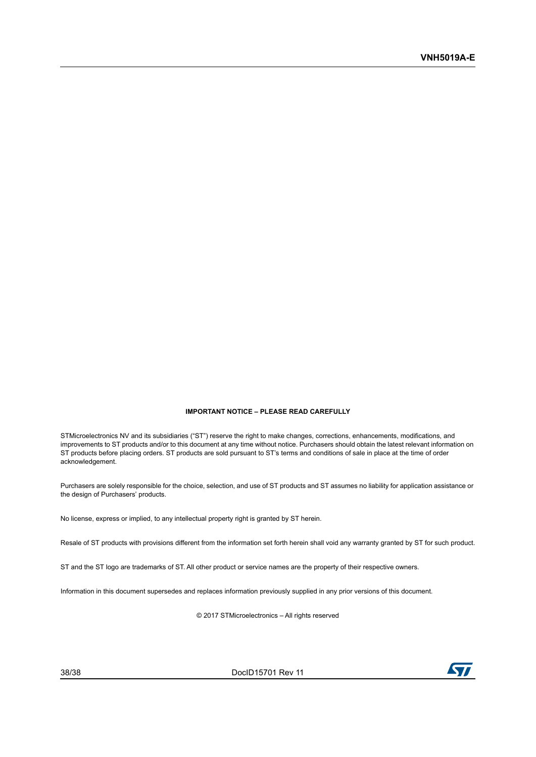**IMPORTANT NOTICE – PLEASE READ CAREFULLY**

STMicroelectronics NV and its subsidiaries ("ST") reserve the right to make changes, corrections, enhancements, modifications, and improvements to ST products and/or to this document at any time without notice. Purchasers should obtain the latest relevant information on ST products before placing orders. ST products are sold pursuant to ST's terms and conditions of sale in place at the time of order acknowledgement.

Purchasers are solely responsible for the choice, selection, and use of ST products and ST assumes no liability for application assistance or the design of Purchasers' products.

No license, express or implied, to any intellectual property right is granted by ST herein.

Resale of ST products with provisions different from the information set forth herein shall void any warranty granted by ST for such product.

ST and the ST logo are trademarks of ST. All other product or service names are the property of their respective owners.

Information in this document supersedes and replaces information previously supplied in any prior versions of this document.

© 2017 STMicroelectronics – All rights reserved